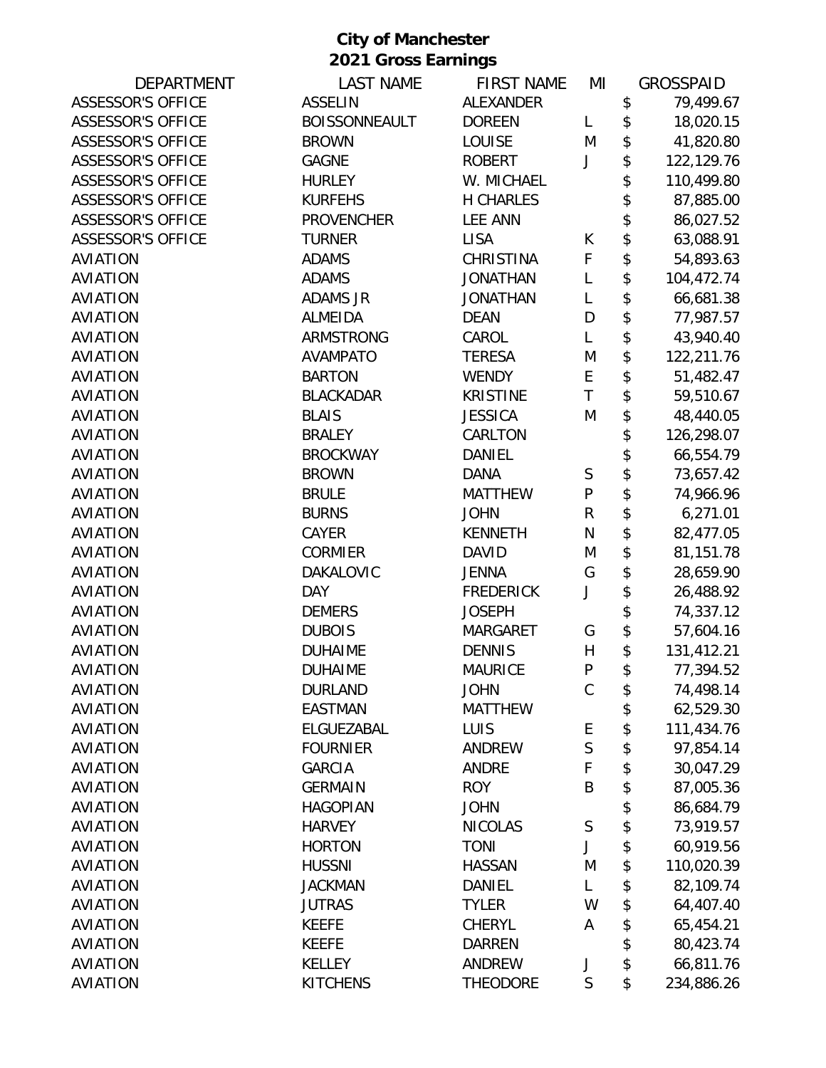# City of Manchester
## 2021 Gross Earnings

| DEPARTMENT | LAST NAME | FIRST NAME | MI | GROSSPAID |
|---|---|---|---|---|
| ASSESSOR'S OFFICE | ASSELIN | ALEXANDER | | $ 79,499.67 |
| ASSESSOR'S OFFICE | BOISSONNEAULT | DOREEN | L | $ 18,020.15 |
| ASSESSOR'S OFFICE | BROWN | LOUISE | M | $ 41,820.80 |
| ASSESSOR'S OFFICE | GAGNE | ROBERT | J | $ 122,129.76 |
| ASSESSOR'S OFFICE | HURLEY | W. MICHAEL | | $ 110,499.80 |
| ASSESSOR'S OFFICE | KURFEHS | H CHARLES | | $ 87,885.00 |
| ASSESSOR'S OFFICE | PROVENCHER | LEE ANN | | $ 86,027.52 |
| ASSESSOR'S OFFICE | TURNER | LISA | K | $ 63,088.91 |
| AVIATION | ADAMS | CHRISTINA | F | $ 54,893.63 |
| AVIATION | ADAMS | JONATHAN | L | $ 104,472.74 |
| AVIATION | ADAMS JR | JONATHAN | L | $ 66,681.38 |
| AVIATION | ALMEIDA | DEAN | D | $ 77,987.57 |
| AVIATION | ARMSTRONG | CAROL | L | $ 43,940.40 |
| AVIATION | AVAMPATO | TERESA | M | $ 122,211.76 |
| AVIATION | BARTON | WENDY | E | $ 51,482.47 |
| AVIATION | BLACKADAR | KRISTINE | T | $ 59,510.67 |
| AVIATION | BLAIS | JESSICA | M | $ 48,440.05 |
| AVIATION | BRALEY | CARLTON | | $ 126,298.07 |
| AVIATION | BROCKWAY | DANIEL | | $ 66,554.79 |
| AVIATION | BROWN | DANA | S | $ 73,657.42 |
| AVIATION | BRULE | MATTHEW | P | $ 74,966.96 |
| AVIATION | BURNS | JOHN | R | $ 6,271.01 |
| AVIATION | CAYER | KENNETH | N | $ 82,477.05 |
| AVIATION | CORMIER | DAVID | M | $ 81,151.78 |
| AVIATION | DAKALOVIC | JENNA | G | $ 28,659.90 |
| AVIATION | DAY | FREDERICK | J | $ 26,488.92 |
| AVIATION | DEMERS | JOSEPH | | $ 74,337.12 |
| AVIATION | DUBOIS | MARGARET | G | $ 57,604.16 |
| AVIATION | DUHAIME | DENNIS | H | $ 131,412.21 |
| AVIATION | DUHAIME | MAURICE | P | $ 77,394.52 |
| AVIATION | DURLAND | JOHN | C | $ 74,498.14 |
| AVIATION | EASTMAN | MATTHEW | | $ 62,529.30 |
| AVIATION | ELGUEZABAL | LUIS | E | $ 111,434.76 |
| AVIATION | FOURNIER | ANDREW | S | $ 97,854.14 |
| AVIATION | GARCIA | ANDRE | F | $ 30,047.29 |
| AVIATION | GERMAIN | ROY | B | $ 87,005.36 |
| AVIATION | HAGOPIAN | JOHN | | $ 86,684.79 |
| AVIATION | HARVEY | NICOLAS | S | $ 73,919.57 |
| AVIATION | HORTON | TONI | J | $ 60,919.56 |
| AVIATION | HUSSNI | HASSAN | M | $ 110,020.39 |
| AVIATION | JACKMAN | DANIEL | L | $ 82,109.74 |
| AVIATION | JUTRAS | TYLER | W | $ 64,407.40 |
| AVIATION | KEEFE | CHERYL | A | $ 65,454.21 |
| AVIATION | KEEFE | DARREN | | $ 80,423.74 |
| AVIATION | KELLEY | ANDREW | J | $ 66,811.76 |
| AVIATION | KITCHENS | THEODORE | S | $ 234,886.26 |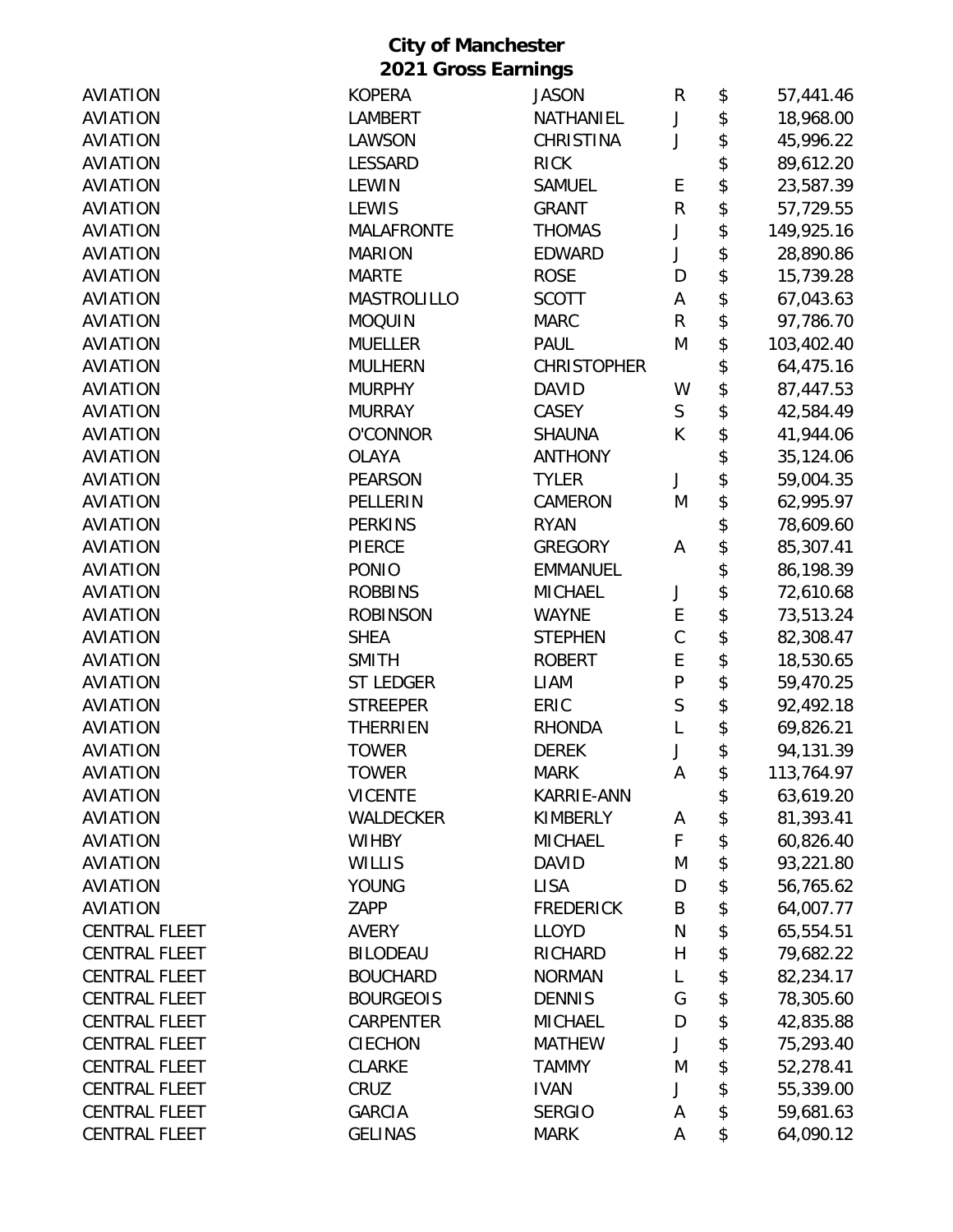**City of Manchester**
**2021 Gross Earnings**

| | | | | | |
|---|---|---|---|---|---|
| AVIATION | KOPERA | JASON | R | $ | 57,441.46 |
| AVIATION | LAMBERT | NATHANIEL | J | $ | 18,968.00 |
| AVIATION | LAWSON | CHRISTINA | J | $ | 45,996.22 |
| AVIATION | LESSARD | RICK | | $ | 89,612.20 |
| AVIATION | LEWIN | SAMUEL | E | $ | 23,587.39 |
| AVIATION | LEWIS | GRANT | R | $ | 57,729.55 |
| AVIATION | MALAFRONTE | THOMAS | J | $ | 149,925.16 |
| AVIATION | MARION | EDWARD | J | $ | 28,890.86 |
| AVIATION | MARTE | ROSE | D | $ | 15,739.28 |
| AVIATION | MASTROLILLO | SCOTT | A | $ | 67,043.63 |
| AVIATION | MOQUIN | MARC | R | $ | 97,786.70 |
| AVIATION | MUELLER | PAUL | M | $ | 103,402.40 |
| AVIATION | MULHERN | CHRISTOPHER | | $ | 64,475.16 |
| AVIATION | MURPHY | DAVID | W | $ | 87,447.53 |
| AVIATION | MURRAY | CASEY | S | $ | 42,584.49 |
| AVIATION | O'CONNOR | SHAUNA | K | $ | 41,944.06 |
| AVIATION | OLAYA | ANTHONY | | $ | 35,124.06 |
| AVIATION | PEARSON | TYLER | J | $ | 59,004.35 |
| AVIATION | PELLERIN | CAMERON | M | $ | 62,995.97 |
| AVIATION | PERKINS | RYAN | | $ | 78,609.60 |
| AVIATION | PIERCE | GREGORY | A | $ | 85,307.41 |
| AVIATION | PONIO | EMMANUEL | | $ | 86,198.39 |
| AVIATION | ROBBINS | MICHAEL | J | $ | 72,610.68 |
| AVIATION | ROBINSON | WAYNE | E | $ | 73,513.24 |
| AVIATION | SHEA | STEPHEN | C | $ | 82,308.47 |
| AVIATION | SMITH | ROBERT | E | $ | 18,530.65 |
| AVIATION | ST LEDGER | LIAM | P | $ | 59,470.25 |
| AVIATION | STREEPER | ERIC | S | $ | 92,492.18 |
| AVIATION | THERRIEN | RHONDA | L | $ | 69,826.21 |
| AVIATION | TOWER | DEREK | J | $ | 94,131.39 |
| AVIATION | TOWER | MARK | A | $ | 113,764.97 |
| AVIATION | VICENTE | KARRIE-ANN | | $ | 63,619.20 |
| AVIATION | WALDECKER | KIMBERLY | A | $ | 81,393.41 |
| AVIATION | WIHBY | MICHAEL | F | $ | 60,826.40 |
| AVIATION | WILLIS | DAVID | M | $ | 93,221.80 |
| AVIATION | YOUNG | LISA | D | $ | 56,765.62 |
| AVIATION | ZAPP | FREDERICK | B | $ | 64,007.77 |
| CENTRAL FLEET | AVERY | LLOYD | N | $ | 65,554.51 |
| CENTRAL FLEET | BILODEAU | RICHARD | H | $ | 79,682.22 |
| CENTRAL FLEET | BOUCHARD | NORMAN | L | $ | 82,234.17 |
| CENTRAL FLEET | BOURGEOIS | DENNIS | G | $ | 78,305.60 |
| CENTRAL FLEET | CARPENTER | MICHAEL | D | $ | 42,835.88 |
| CENTRAL FLEET | CIECHON | MATHEW | J | $ | 75,293.40 |
| CENTRAL FLEET | CLARKE | TAMMY | M | $ | 52,278.41 |
| CENTRAL FLEET | CRUZ | IVAN | J | $ | 55,339.00 |
| CENTRAL FLEET | GARCIA | SERGIO | A | $ | 59,681.63 |
| CENTRAL FLEET | GELINAS | MARK | A | $ | 64,090.12 |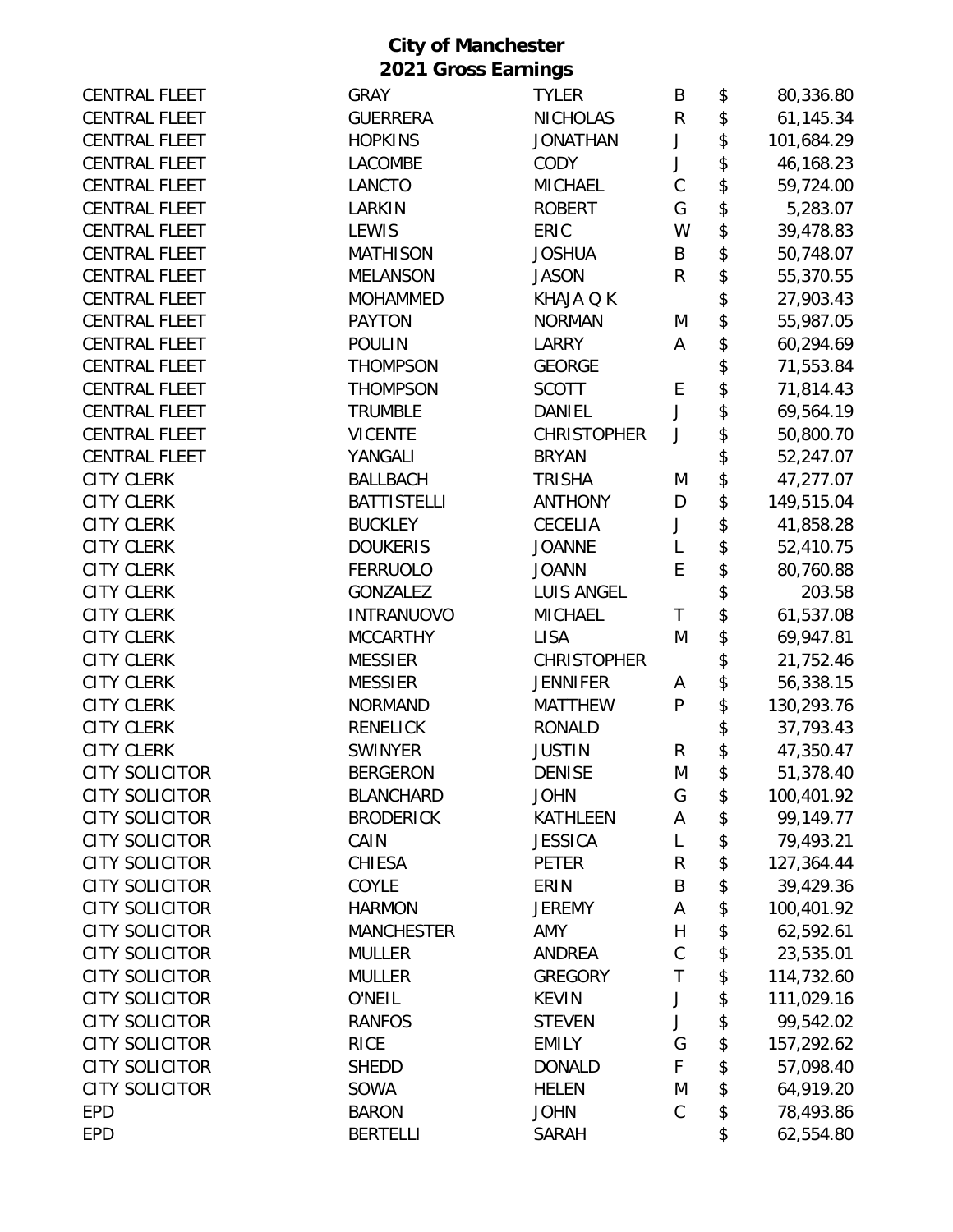# City of Manchester
## 2021 Gross Earnings

| | | | | | |
|---|---|---|---|---|---|
| CENTRAL FLEET | GRAY | TYLER | B | $ | 80,336.80 |
| CENTRAL FLEET | GUERRERA | NICHOLAS | R | $ | 61,145.34 |
| CENTRAL FLEET | HOPKINS | JONATHAN | J | $ | 101,684.29 |
| CENTRAL FLEET | LACOMBE | CODY | J | $ | 46,168.23 |
| CENTRAL FLEET | LANCTO | MICHAEL | C | $ | 59,724.00 |
| CENTRAL FLEET | LARKIN | ROBERT | G | $ | 5,283.07 |
| CENTRAL FLEET | LEWIS | ERIC | W | $ | 39,478.83 |
| CENTRAL FLEET | MATHISON | JOSHUA | B | $ | 50,748.07 |
| CENTRAL FLEET | MELANSON | JASON | R | $ | 55,370.55 |
| CENTRAL FLEET | MOHAMMED | KHAJA Q K | | $ | 27,903.43 |
| CENTRAL FLEET | PAYTON | NORMAN | M | $ | 55,987.05 |
| CENTRAL FLEET | POULIN | LARRY | A | $ | 60,294.69 |
| CENTRAL FLEET | THOMPSON | GEORGE | | $ | 71,553.84 |
| CENTRAL FLEET | THOMPSON | SCOTT | E | $ | 71,814.43 |
| CENTRAL FLEET | TRUMBLE | DANIEL | J | $ | 69,564.19 |
| CENTRAL FLEET | VICENTE | CHRISTOPHER | J | $ | 50,800.70 |
| CENTRAL FLEET | YANGALI | BRYAN | | $ | 52,247.07 |
| CITY CLERK | BALLBACH | TRISHA | M | $ | 47,277.07 |
| CITY CLERK | BATTISTELLI | ANTHONY | D | $ | 149,515.04 |
| CITY CLERK | BUCKLEY | CECELIA | J | $ | 41,858.28 |
| CITY CLERK | DOUKERIS | JOANNE | L | $ | 52,410.75 |
| CITY CLERK | FERRUOLO | JOANN | E | $ | 80,760.88 |
| CITY CLERK | GONZALEZ | LUIS ANGEL | | $ | 203.58 |
| CITY CLERK | INTRANUOVO | MICHAEL | T | $ | 61,537.08 |
| CITY CLERK | MCCARTHY | LISA | M | $ | 69,947.81 |
| CITY CLERK | MESSIER | CHRISTOPHER | | $ | 21,752.46 |
| CITY CLERK | MESSIER | JENNIFER | A | $ | 56,338.15 |
| CITY CLERK | NORMAND | MATTHEW | P | $ | 130,293.76 |
| CITY CLERK | RENELICK | RONALD | | $ | 37,793.43 |
| CITY CLERK | SWINYER | JUSTIN | R | $ | 47,350.47 |
| CITY SOLICITOR | BERGERON | DENISE | M | $ | 51,378.40 |
| CITY SOLICITOR | BLANCHARD | JOHN | G | $ | 100,401.92 |
| CITY SOLICITOR | BRODERICK | KATHLEEN | A | $ | 99,149.77 |
| CITY SOLICITOR | CAIN | JESSICA | L | $ | 79,493.21 |
| CITY SOLICITOR | CHIESA | PETER | R | $ | 127,364.44 |
| CITY SOLICITOR | COYLE | ERIN | B | $ | 39,429.36 |
| CITY SOLICITOR | HARMON | JEREMY | A | $ | 100,401.92 |
| CITY SOLICITOR | MANCHESTER | AMY | H | $ | 62,592.61 |
| CITY SOLICITOR | MULLER | ANDREA | C | $ | 23,535.01 |
| CITY SOLICITOR | MULLER | GREGORY | T | $ | 114,732.60 |
| CITY SOLICITOR | O'NEIL | KEVIN | J | $ | 111,029.16 |
| CITY SOLICITOR | RANFOS | STEVEN | J | $ | 99,542.02 |
| CITY SOLICITOR | RICE | EMILY | G | $ | 157,292.62 |
| CITY SOLICITOR | SHEDD | DONALD | F | $ | 57,098.40 |
| CITY SOLICITOR | SOWA | HELEN | M | $ | 64,919.20 |
| EPD | BARON | JOHN | C | $ | 78,493.86 |
| EPD | BERTELLI | SARAH | | $ | 62,554.80 |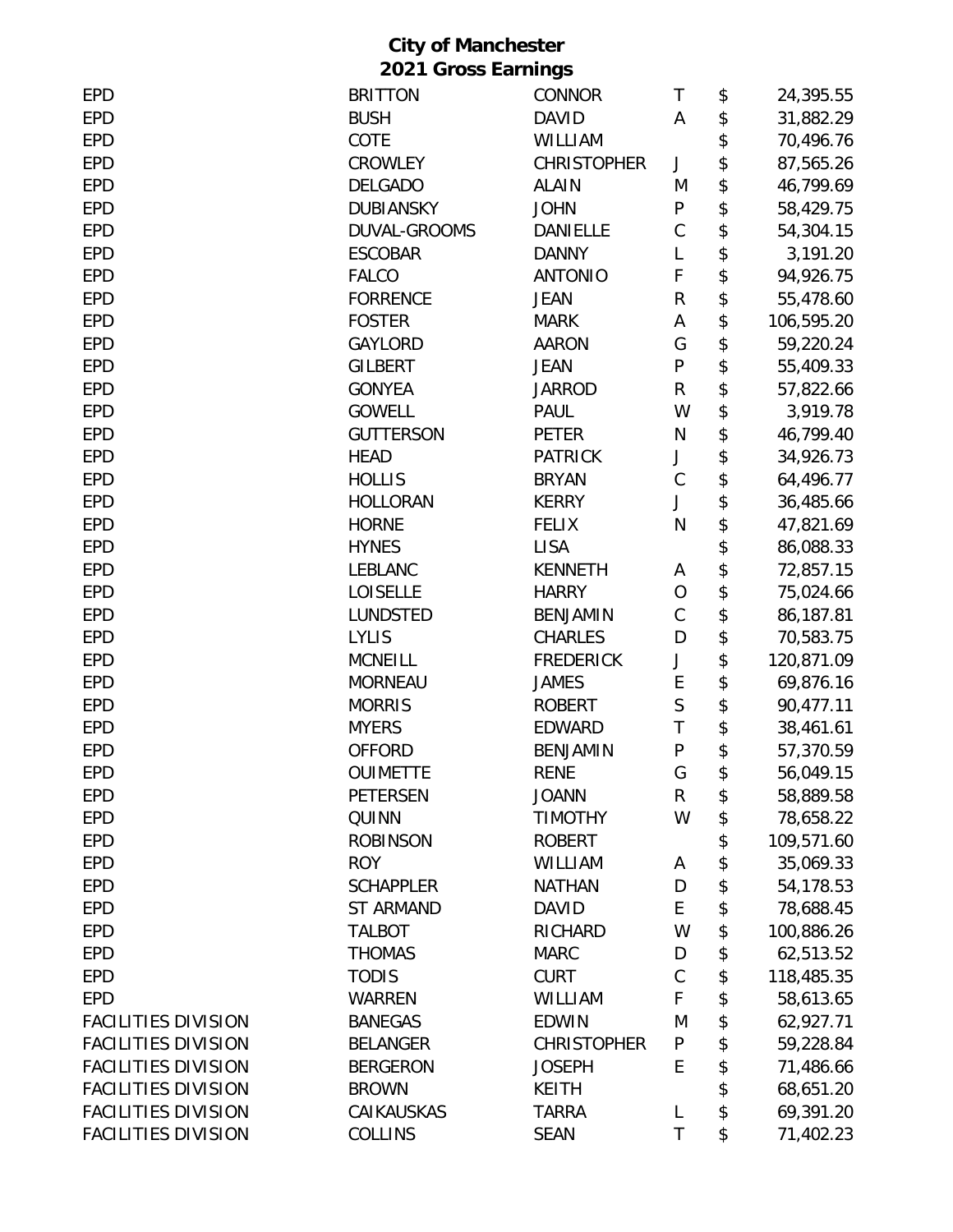**City of Manchester**
**2021 Gross Earnings**

| | | | | | |
|---|---|---|---|---|---|
| EPD | BRITTON | CONNOR | T | $ | 24,395.55 |
| EPD | BUSH | DAVID | A | $ | 31,882.29 |
| EPD | COTE | WILLIAM | | $ | 70,496.76 |
| EPD | CROWLEY | CHRISTOPHER | J | $ | 87,565.26 |
| EPD | DELGADO | ALAIN | M | $ | 46,799.69 |
| EPD | DUBIANSKY | JOHN | P | $ | 58,429.75 |
| EPD | DUVAL-GROOMS | DANIELLE | C | $ | 54,304.15 |
| EPD | ESCOBAR | DANNY | L | $ | 3,191.20 |
| EPD | FALCO | ANTONIO | F | $ | 94,926.75 |
| EPD | FORRENCE | JEAN | R | $ | 55,478.60 |
| EPD | FOSTER | MARK | A | $ | 106,595.20 |
| EPD | GAYLORD | AARON | G | $ | 59,220.24 |
| EPD | GILBERT | JEAN | P | $ | 55,409.33 |
| EPD | GONYEA | JARROD | R | $ | 57,822.66 |
| EPD | GOWELL | PAUL | W | $ | 3,919.78 |
| EPD | GUTTERSON | PETER | N | $ | 46,799.40 |
| EPD | HEAD | PATRICK | J | $ | 34,926.73 |
| EPD | HOLLIS | BRYAN | C | $ | 64,496.77 |
| EPD | HOLLORAN | KERRY | J | $ | 36,485.66 |
| EPD | HORNE | FELIX | N | $ | 47,821.69 |
| EPD | HYNES | LISA | | $ | 86,088.33 |
| EPD | LEBLANC | KENNETH | A | $ | 72,857.15 |
| EPD | LOISELLE | HARRY | O | $ | 75,024.66 |
| EPD | LUNDSTED | BENJAMIN | C | $ | 86,187.81 |
| EPD | LYLIS | CHARLES | D | $ | 70,583.75 |
| EPD | MCNEILL | FREDERICK | J | $ | 120,871.09 |
| EPD | MORNEAU | JAMES | E | $ | 69,876.16 |
| EPD | MORRIS | ROBERT | S | $ | 90,477.11 |
| EPD | MYERS | EDWARD | T | $ | 38,461.61 |
| EPD | OFFORD | BENJAMIN | P | $ | 57,370.59 |
| EPD | OUIMETTE | RENE | G | $ | 56,049.15 |
| EPD | PETERSEN | JOANN | R | $ | 58,889.58 |
| EPD | QUINN | TIMOTHY | W | $ | 78,658.22 |
| EPD | ROBINSON | ROBERT | | $ | 109,571.60 |
| EPD | ROY | WILLIAM | A | $ | 35,069.33 |
| EPD | SCHAPPLER | NATHAN | D | $ | 54,178.53 |
| EPD | ST ARMAND | DAVID | E | $ | 78,688.45 |
| EPD | TALBOT | RICHARD | W | $ | 100,886.26 |
| EPD | THOMAS | MARC | D | $ | 62,513.52 |
| EPD | TODIS | CURT | C | $ | 118,485.35 |
| EPD | WARREN | WILLIAM | F | $ | 58,613.65 |
| FACILITIES DIVISION | BANEGAS | EDWIN | M | $ | 62,927.71 |
| FACILITIES DIVISION | BELANGER | CHRISTOPHER | P | $ | 59,228.84 |
| FACILITIES DIVISION | BERGERON | JOSEPH | E | $ | 71,486.66 |
| FACILITIES DIVISION | BROWN | KEITH | | $ | 68,651.20 |
| FACILITIES DIVISION | CAIKAUSKAS | TARRA | L | $ | 69,391.20 |
| FACILITIES DIVISION | COLLINS | SEAN | T | $ | 71,402.23 |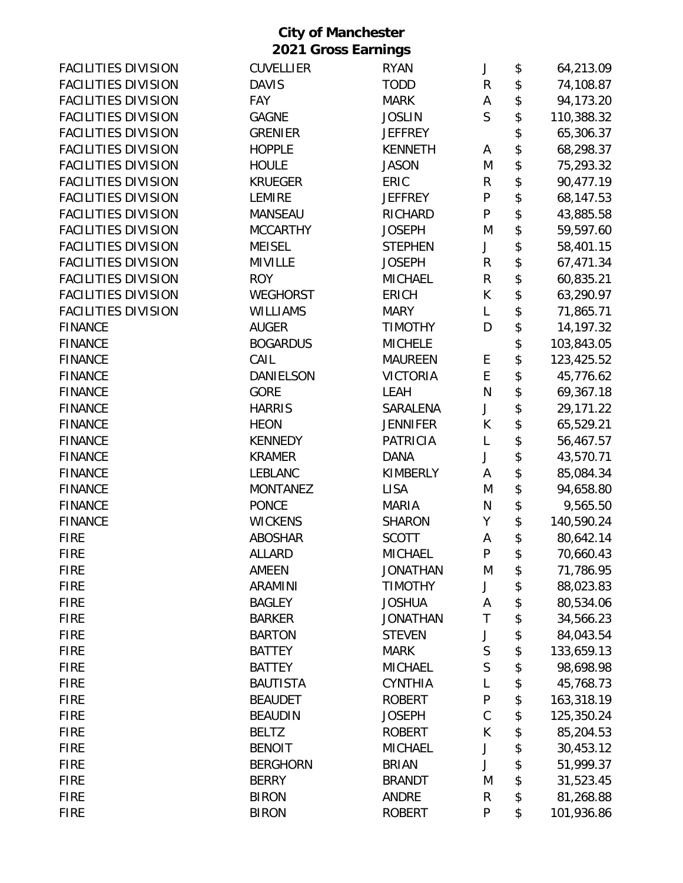# City of Manchester
## 2021 Gross Earnings

| | | | | | |
|---|---|---|---|---|---|
| FACILITIES DIVISION | CUVELLIER | RYAN | J | $ | 64,213.09 |
| FACILITIES DIVISION | DAVIS | TODD | R | $ | 74,108.87 |
| FACILITIES DIVISION | FAY | MARK | A | $ | 94,173.20 |
| FACILITIES DIVISION | GAGNE | JOSLIN | S | $ | 110,388.32 |
| FACILITIES DIVISION | GRENIER | JEFFREY | | $ | 65,306.37 |
| FACILITIES DIVISION | HOPPLE | KENNETH | A | $ | 68,298.37 |
| FACILITIES DIVISION | HOULE | JASON | M | $ | 75,293.32 |
| FACILITIES DIVISION | KRUEGER | ERIC | R | $ | 90,477.19 |
| FACILITIES DIVISION | LEMIRE | JEFFREY | P | $ | 68,147.53 |
| FACILITIES DIVISION | MANSEAU | RICHARD | P | $ | 43,885.58 |
| FACILITIES DIVISION | MCCARTHY | JOSEPH | M | $ | 59,597.60 |
| FACILITIES DIVISION | MEISEL | STEPHEN | J | $ | 58,401.15 |
| FACILITIES DIVISION | MIVILLE | JOSEPH | R | $ | 67,471.34 |
| FACILITIES DIVISION | ROY | MICHAEL | R | $ | 60,835.21 |
| FACILITIES DIVISION | WEGHORST | ERICH | K | $ | 63,290.97 |
| FACILITIES DIVISION | WILLIAMS | MARY | L | $ | 71,865.71 |
| FINANCE | AUGER | TIMOTHY | D | $ | 14,197.32 |
| FINANCE | BOGARDUS | MICHELE | | $ | 103,843.05 |
| FINANCE | CAIL | MAUREEN | E | $ | 123,425.52 |
| FINANCE | DANIELSON | VICTORIA | E | $ | 45,776.62 |
| FINANCE | GORE | LEAH | N | $ | 69,367.18 |
| FINANCE | HARRIS | SARALENA | J | $ | 29,171.22 |
| FINANCE | HEON | JENNIFER | K | $ | 65,529.21 |
| FINANCE | KENNEDY | PATRICIA | L | $ | 56,467.57 |
| FINANCE | KRAMER | DANA | J | $ | 43,570.71 |
| FINANCE | LEBLANC | KIMBERLY | A | $ | 85,084.34 |
| FINANCE | MONTANEZ | LISA | M | $ | 94,658.80 |
| FINANCE | PONCE | MARIA | N | $ | 9,565.50 |
| FINANCE | WICKENS | SHARON | Y | $ | 140,590.24 |
| FIRE | ABOSHAR | SCOTT | A | $ | 80,642.14 |
| FIRE | ALLARD | MICHAEL | P | $ | 70,660.43 |
| FIRE | AMEEN | JONATHAN | M | $ | 71,786.95 |
| FIRE | ARAMINI | TIMOTHY | J | $ | 88,023.83 |
| FIRE | BAGLEY | JOSHUA | A | $ | 80,534.06 |
| FIRE | BARKER | JONATHAN | T | $ | 34,566.23 |
| FIRE | BARTON | STEVEN | J | $ | 84,043.54 |
| FIRE | BATTEY | MARK | S | $ | 133,659.13 |
| FIRE | BATTEY | MICHAEL | S | $ | 98,698.98 |
| FIRE | BAUTISTA | CYNTHIA | L | $ | 45,768.73 |
| FIRE | BEAUDET | ROBERT | P | $ | 163,318.19 |
| FIRE | BEAUDIN | JOSEPH | C | $ | 125,350.24 |
| FIRE | BELTZ | ROBERT | K | $ | 85,204.53 |
| FIRE | BENOIT | MICHAEL | J | $ | 30,453.12 |
| FIRE | BERGHORN | BRIAN | J | $ | 51,999.37 |
| FIRE | BERRY | BRANDT | M | $ | 31,523.45 |
| FIRE | BIRON | ANDRE | R | $ | 81,268.88 |
| FIRE | BIRON | ROBERT | P | $ | 101,936.86 |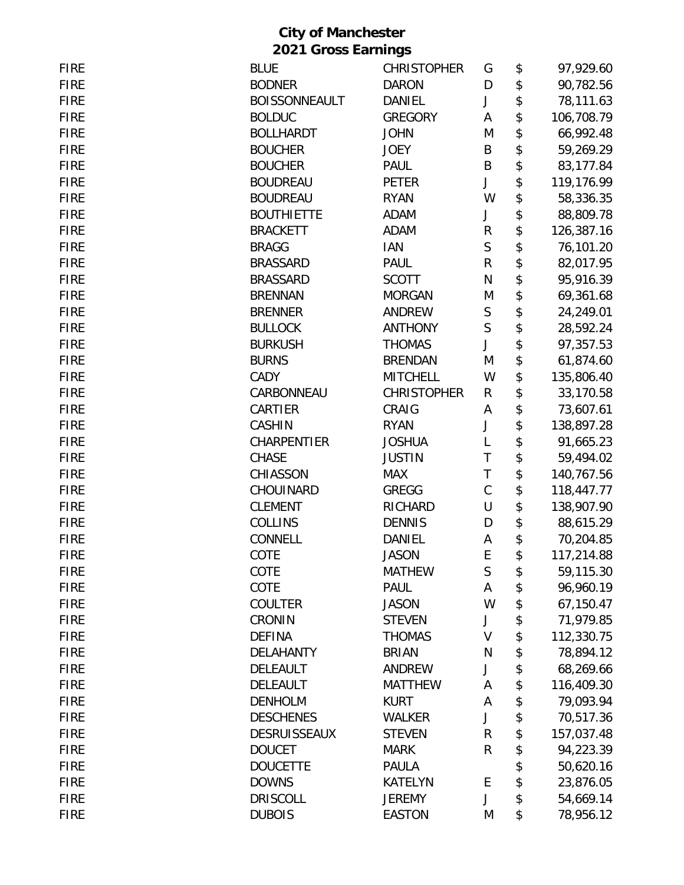# City of Manchester
## 2021 Gross Earnings

| | | | | | |
|---|---|---|---|---|---|
| FIRE | BLUE | CHRISTOPHER | G | $ | 97,929.60 |
| FIRE | BODNER | DARON | D | $ | 90,782.56 |
| FIRE | BOISSONNEAULT | DANIEL | J | $ | 78,111.63 |
| FIRE | BOLDUC | GREGORY | A | $ | 106,708.79 |
| FIRE | BOLLHARDT | JOHN | M | $ | 66,992.48 |
| FIRE | BOUCHER | JOEY | B | $ | 59,269.29 |
| FIRE | BOUCHER | PAUL | B | $ | 83,177.84 |
| FIRE | BOUDREAU | PETER | J | $ | 119,176.99 |
| FIRE | BOUDREAU | RYAN | W | $ | 58,336.35 |
| FIRE | BOUTHIETTE | ADAM | J | $ | 88,809.78 |
| FIRE | BRACKETT | ADAM | R | $ | 126,387.16 |
| FIRE | BRAGG | IAN | S | $ | 76,101.20 |
| FIRE | BRASSARD | PAUL | R | $ | 82,017.95 |
| FIRE | BRASSARD | SCOTT | N | $ | 95,916.39 |
| FIRE | BRENNAN | MORGAN | M | $ | 69,361.68 |
| FIRE | BRENNER | ANDREW | S | $ | 24,249.01 |
| FIRE | BULLOCK | ANTHONY | S | $ | 28,592.24 |
| FIRE | BURKUSH | THOMAS | J | $ | 97,357.53 |
| FIRE | BURNS | BRENDAN | M | $ | 61,874.60 |
| FIRE | CADY | MITCHELL | W | $ | 135,806.40 |
| FIRE | CARBONNEAU | CHRISTOPHER | R | $ | 33,170.58 |
| FIRE | CARTIER | CRAIG | A | $ | 73,607.61 |
| FIRE | CASHIN | RYAN | J | $ | 138,897.28 |
| FIRE | CHARPENTIER | JOSHUA | L | $ | 91,665.23 |
| FIRE | CHASE | JUSTIN | T | $ | 59,494.02 |
| FIRE | CHIASSON | MAX | T | $ | 140,767.56 |
| FIRE | CHOUINARD | GREGG | C | $ | 118,447.77 |
| FIRE | CLEMENT | RICHARD | U | $ | 138,907.90 |
| FIRE | COLLINS | DENNIS | D | $ | 88,615.29 |
| FIRE | CONNELL | DANIEL | A | $ | 70,204.85 |
| FIRE | COTE | JASON | E | $ | 117,214.88 |
| FIRE | COTE | MATHEW | S | $ | 59,115.30 |
| FIRE | COTE | PAUL | A | $ | 96,960.19 |
| FIRE | COULTER | JASON | W | $ | 67,150.47 |
| FIRE | CRONIN | STEVEN | J | $ | 71,979.85 |
| FIRE | DEFINA | THOMAS | V | $ | 112,330.75 |
| FIRE | DELAHANTY | BRIAN | N | $ | 78,894.12 |
| FIRE | DELEAULT | ANDREW | J | $ | 68,269.66 |
| FIRE | DELEAULT | MATTHEW | A | $ | 116,409.30 |
| FIRE | DENHOLM | KURT | A | $ | 79,093.94 |
| FIRE | DESCHENES | WALKER | J | $ | 70,517.36 |
| FIRE | DESRUISSEAUX | STEVEN | R | $ | 157,037.48 |
| FIRE | DOUCET | MARK | R | $ | 94,223.39 |
| FIRE | DOUCETTE | PAULA | | $ | 50,620.16 |
| FIRE | DOWNS | KATELYN | E | $ | 23,876.05 |
| FIRE | DRISCOLL | JEREMY | J | $ | 54,669.14 |
| FIRE | DUBOIS | EASTON | M | $ | 78,956.12 |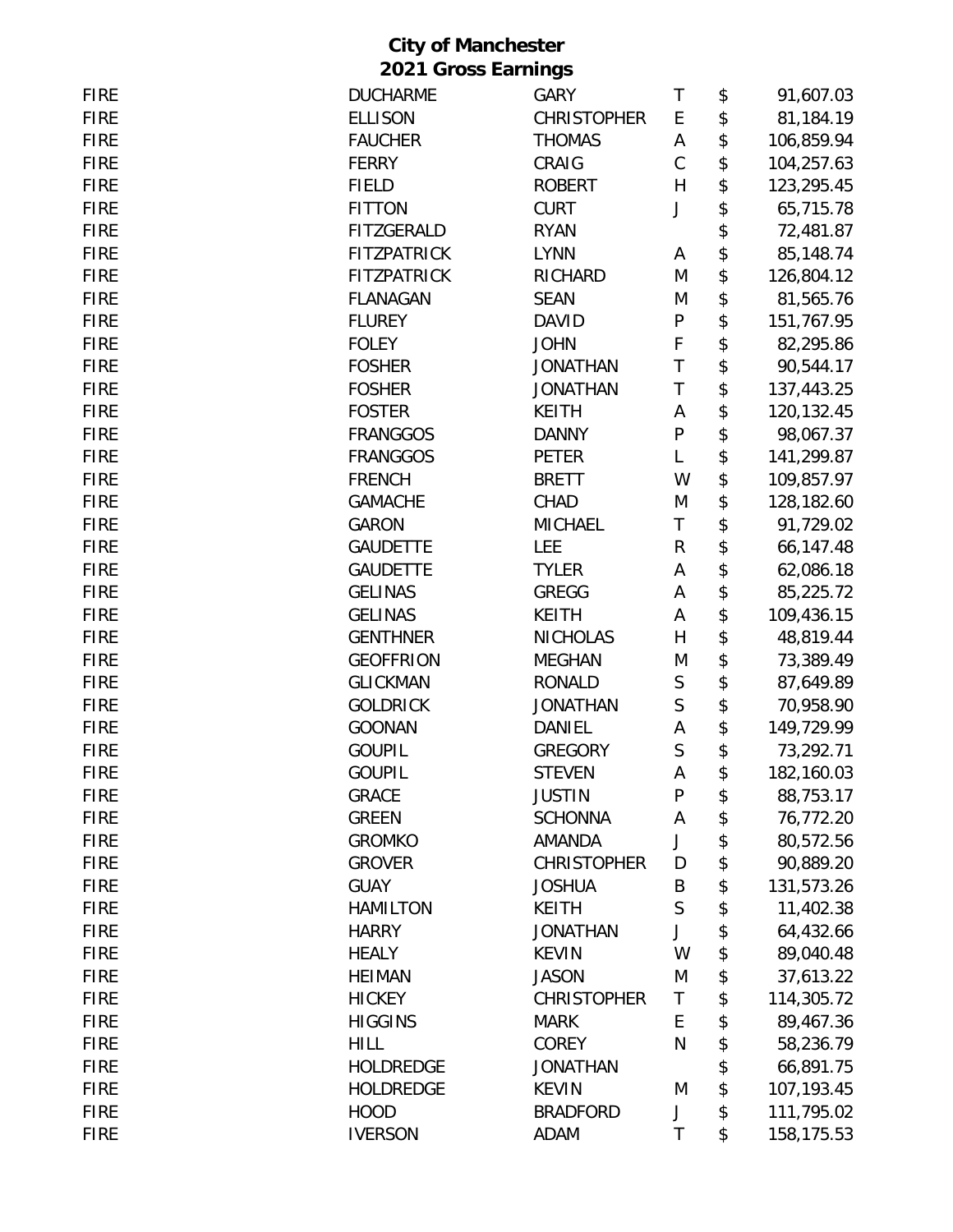# City of Manchester
## 2021 Gross Earnings

| | | | | | |
|---|---|---|---|---|---|
| FIRE | DUCHARME | GARY | T | $ | 91,607.03 |
| FIRE | ELLISON | CHRISTOPHER | E | $ | 81,184.19 |
| FIRE | FAUCHER | THOMAS | A | $ | 106,859.94 |
| FIRE | FERRY | CRAIG | C | $ | 104,257.63 |
| FIRE | FIELD | ROBERT | H | $ | 123,295.45 |
| FIRE | FITTON | CURT | J | $ | 65,715.78 |
| FIRE | FITZGERALD | RYAN | | $ | 72,481.87 |
| FIRE | FITZPATRICK | LYNN | A | $ | 85,148.74 |
| FIRE | FITZPATRICK | RICHARD | M | $ | 126,804.12 |
| FIRE | FLANAGAN | SEAN | M | $ | 81,565.76 |
| FIRE | FLUREY | DAVID | P | $ | 151,767.95 |
| FIRE | FOLEY | JOHN | F | $ | 82,295.86 |
| FIRE | FOSHER | JONATHAN | T | $ | 90,544.17 |
| FIRE | FOSHER | JONATHAN | T | $ | 137,443.25 |
| FIRE | FOSTER | KEITH | A | $ | 120,132.45 |
| FIRE | FRANGGOS | DANNY | P | $ | 98,067.37 |
| FIRE | FRANGGOS | PETER | L | $ | 141,299.87 |
| FIRE | FRENCH | BRETT | W | $ | 109,857.97 |
| FIRE | GAMACHE | CHAD | M | $ | 128,182.60 |
| FIRE | GARON | MICHAEL | T | $ | 91,729.02 |
| FIRE | GAUDETTE | LEE | R | $ | 66,147.48 |
| FIRE | GAUDETTE | TYLER | A | $ | 62,086.18 |
| FIRE | GELINAS | GREGG | A | $ | 85,225.72 |
| FIRE | GELINAS | KEITH | A | $ | 109,436.15 |
| FIRE | GENTHNER | NICHOLAS | H | $ | 48,819.44 |
| FIRE | GEOFFRION | MEGHAN | M | $ | 73,389.49 |
| FIRE | GLICKMAN | RONALD | S | $ | 87,649.89 |
| FIRE | GOLDRICK | JONATHAN | S | $ | 70,958.90 |
| FIRE | GOONAN | DANIEL | A | $ | 149,729.99 |
| FIRE | GOUPIL | GREGORY | S | $ | 73,292.71 |
| FIRE | GOUPIL | STEVEN | A | $ | 182,160.03 |
| FIRE | GRACE | JUSTIN | P | $ | 88,753.17 |
| FIRE | GREEN | SCHONNA | A | $ | 76,772.20 |
| FIRE | GROMKO | AMANDA | J | $ | 80,572.56 |
| FIRE | GROVER | CHRISTOPHER | D | $ | 90,889.20 |
| FIRE | GUAY | JOSHUA | B | $ | 131,573.26 |
| FIRE | HAMILTON | KEITH | S | $ | 11,402.38 |
| FIRE | HARRY | JONATHAN | J | $ | 64,432.66 |
| FIRE | HEALY | KEVIN | W | $ | 89,040.48 |
| FIRE | HEIMAN | JASON | M | $ | 37,613.22 |
| FIRE | HICKEY | CHRISTOPHER | T | $ | 114,305.72 |
| FIRE | HIGGINS | MARK | E | $ | 89,467.36 |
| FIRE | HILL | COREY | N | $ | 58,236.79 |
| FIRE | HOLDREDGE | JONATHAN | | $ | 66,891.75 |
| FIRE | HOLDREDGE | KEVIN | M | $ | 107,193.45 |
| FIRE | HOOD | BRADFORD | J | $ | 111,795.02 |
| FIRE | IVERSON | ADAM | T | $ | 158,175.53 |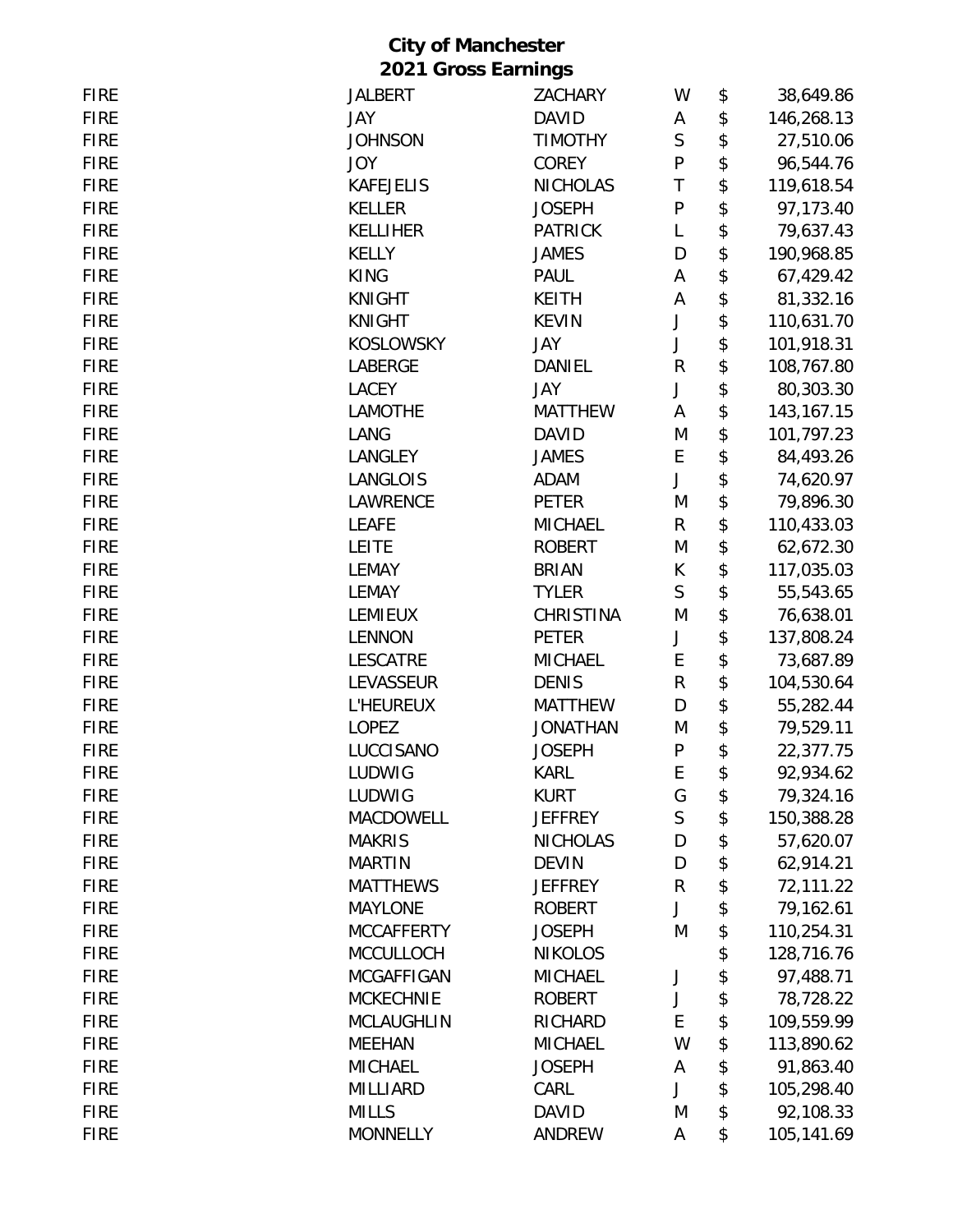# City of Manchester
## 2021 Gross Earnings

| | | | | | |
|---|---|---|---|---|---|
| FIRE | JALBERT | ZACHARY | W | $ | 38,649.86 |
| FIRE | JAY | DAVID | A | $ | 146,268.13 |
| FIRE | JOHNSON | TIMOTHY | S | $ | 27,510.06 |
| FIRE | JOY | COREY | P | $ | 96,544.76 |
| FIRE | KAFEJELIS | NICHOLAS | T | $ | 119,618.54 |
| FIRE | KELLER | JOSEPH | P | $ | 97,173.40 |
| FIRE | KELLIHER | PATRICK | L | $ | 79,637.43 |
| FIRE | KELLY | JAMES | D | $ | 190,968.85 |
| FIRE | KING | PAUL | A | $ | 67,429.42 |
| FIRE | KNIGHT | KEITH | A | $ | 81,332.16 |
| FIRE | KNIGHT | KEVIN | J | $ | 110,631.70 |
| FIRE | KOSLOWSKY | JAY | J | $ | 101,918.31 |
| FIRE | LABERGE | DANIEL | R | $ | 108,767.80 |
| FIRE | LACEY | JAY | J | $ | 80,303.30 |
| FIRE | LAMOTHE | MATTHEW | A | $ | 143,167.15 |
| FIRE | LANG | DAVID | M | $ | 101,797.23 |
| FIRE | LANGLEY | JAMES | E | $ | 84,493.26 |
| FIRE | LANGLOIS | ADAM | J | $ | 74,620.97 |
| FIRE | LAWRENCE | PETER | M | $ | 79,896.30 |
| FIRE | LEAFE | MICHAEL | R | $ | 110,433.03 |
| FIRE | LEITE | ROBERT | M | $ | 62,672.30 |
| FIRE | LEMAY | BRIAN | K | $ | 117,035.03 |
| FIRE | LEMAY | TYLER | S | $ | 55,543.65 |
| FIRE | LEMIEUX | CHRISTINA | M | $ | 76,638.01 |
| FIRE | LENNON | PETER | J | $ | 137,808.24 |
| FIRE | LESCATRE | MICHAEL | E | $ | 73,687.89 |
| FIRE | LEVASSEUR | DENIS | R | $ | 104,530.64 |
| FIRE | L'HEUREUX | MATTHEW | D | $ | 55,282.44 |
| FIRE | LOPEZ | JONATHAN | M | $ | 79,529.11 |
| FIRE | LUCCISANO | JOSEPH | P | $ | 22,377.75 |
| FIRE | LUDWIG | KARL | E | $ | 92,934.62 |
| FIRE | LUDWIG | KURT | G | $ | 79,324.16 |
| FIRE | MACDOWELL | JEFFREY | S | $ | 150,388.28 |
| FIRE | MAKRIS | NICHOLAS | D | $ | 57,620.07 |
| FIRE | MARTIN | DEVIN | D | $ | 62,914.21 |
| FIRE | MATTHEWS | JEFFREY | R | $ | 72,111.22 |
| FIRE | MAYLONE | ROBERT | J | $ | 79,162.61 |
| FIRE | MCCAFFERTY | JOSEPH | M | $ | 110,254.31 |
| FIRE | MCCULLOCH | NIKOLOS | | $ | 128,716.76 |
| FIRE | MCGAFFIGAN | MICHAEL | J | $ | 97,488.71 |
| FIRE | MCKECHNIE | ROBERT | J | $ | 78,728.22 |
| FIRE | MCLAUGHLIN | RICHARD | E | $ | 109,559.99 |
| FIRE | MEEHAN | MICHAEL | W | $ | 113,890.62 |
| FIRE | MICHAEL | JOSEPH | A | $ | 91,863.40 |
| FIRE | MILLIARD | CARL | J | $ | 105,298.40 |
| FIRE | MILLS | DAVID | M | $ | 92,108.33 |
| FIRE | MONNELLY | ANDREW | A | $ | 105,141.69 |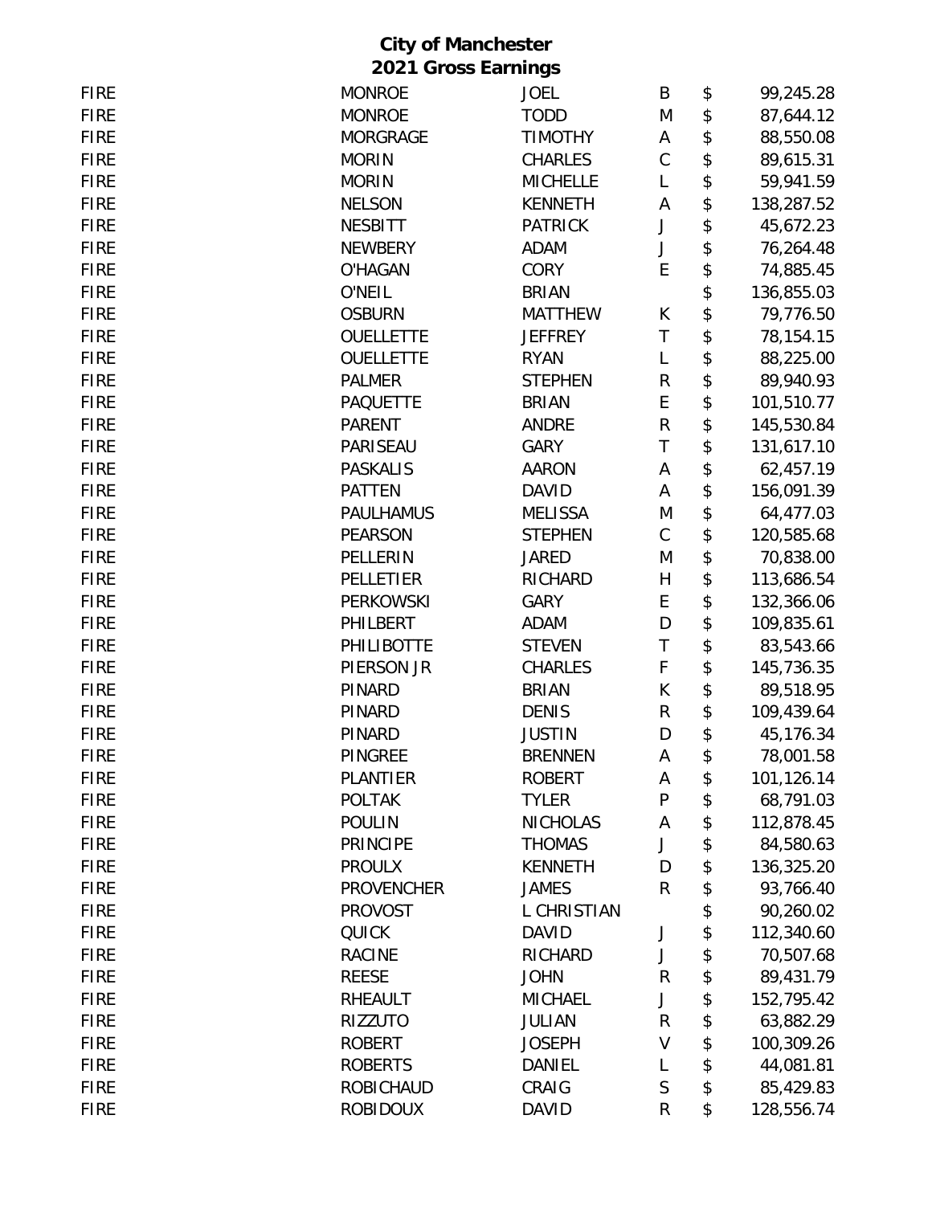# City of Manchester
## 2021 Gross Earnings

| | | | | | |
|---|---|---|---|---|---|
| FIRE | MONROE | JOEL | B | $ | 99,245.28 |
| FIRE | MONROE | TODD | M | $ | 87,644.12 |
| FIRE | MORGRAGE | TIMOTHY | A | $ | 88,550.08 |
| FIRE | MORIN | CHARLES | C | $ | 89,615.31 |
| FIRE | MORIN | MICHELLE | L | $ | 59,941.59 |
| FIRE | NELSON | KENNETH | A | $ | 138,287.52 |
| FIRE | NESBITT | PATRICK | J | $ | 45,672.23 |
| FIRE | NEWBERY | ADAM | J | $ | 76,264.48 |
| FIRE | O'HAGAN | CORY | E | $ | 74,885.45 |
| FIRE | O'NEIL | BRIAN | | $ | 136,855.03 |
| FIRE | OSBURN | MATTHEW | K | $ | 79,776.50 |
| FIRE | OUELLETTE | JEFFREY | T | $ | 78,154.15 |
| FIRE | OUELLETTE | RYAN | L | $ | 88,225.00 |
| FIRE | PALMER | STEPHEN | R | $ | 89,940.93 |
| FIRE | PAQUETTE | BRIAN | E | $ | 101,510.77 |
| FIRE | PARENT | ANDRE | R | $ | 145,530.84 |
| FIRE | PARISEAU | GARY | T | $ | 131,617.10 |
| FIRE | PASKALIS | AARON | A | $ | 62,457.19 |
| FIRE | PATTEN | DAVID | A | $ | 156,091.39 |
| FIRE | PAULHAMUS | MELISSA | M | $ | 64,477.03 |
| FIRE | PEARSON | STEPHEN | C | $ | 120,585.68 |
| FIRE | PELLERIN | JARED | M | $ | 70,838.00 |
| FIRE | PELLETIER | RICHARD | H | $ | 113,686.54 |
| FIRE | PERKOWSKI | GARY | E | $ | 132,366.06 |
| FIRE | PHILBERT | ADAM | D | $ | 109,835.61 |
| FIRE | PHILIBOTTE | STEVEN | T | $ | 83,543.66 |
| FIRE | PIERSON JR | CHARLES | F | $ | 145,736.35 |
| FIRE | PINARD | BRIAN | K | $ | 89,518.95 |
| FIRE | PINARD | DENIS | R | $ | 109,439.64 |
| FIRE | PINARD | JUSTIN | D | $ | 45,176.34 |
| FIRE | PINGREE | BRENNEN | A | $ | 78,001.58 |
| FIRE | PLANTIER | ROBERT | A | $ | 101,126.14 |
| FIRE | POLTAK | TYLER | P | $ | 68,791.03 |
| FIRE | POULIN | NICHOLAS | A | $ | 112,878.45 |
| FIRE | PRINCIPE | THOMAS | J | $ | 84,580.63 |
| FIRE | PROULX | KENNETH | D | $ | 136,325.20 |
| FIRE | PROVENCHER | JAMES | R | $ | 93,766.40 |
| FIRE | PROVOST | L CHRISTIAN | | $ | 90,260.02 |
| FIRE | QUICK | DAVID | J | $ | 112,340.60 |
| FIRE | RACINE | RICHARD | J | $ | 70,507.68 |
| FIRE | REESE | JOHN | R | $ | 89,431.79 |
| FIRE | RHEAULT | MICHAEL | J | $ | 152,795.42 |
| FIRE | RIZZUTO | JULIAN | R | $ | 63,882.29 |
| FIRE | ROBERT | JOSEPH | V | $ | 100,309.26 |
| FIRE | ROBERTS | DANIEL | L | $ | 44,081.81 |
| FIRE | ROBICHAUD | CRAIG | S | $ | 85,429.83 |
| FIRE | ROBIDOUX | DAVID | R | $ | 128,556.74 |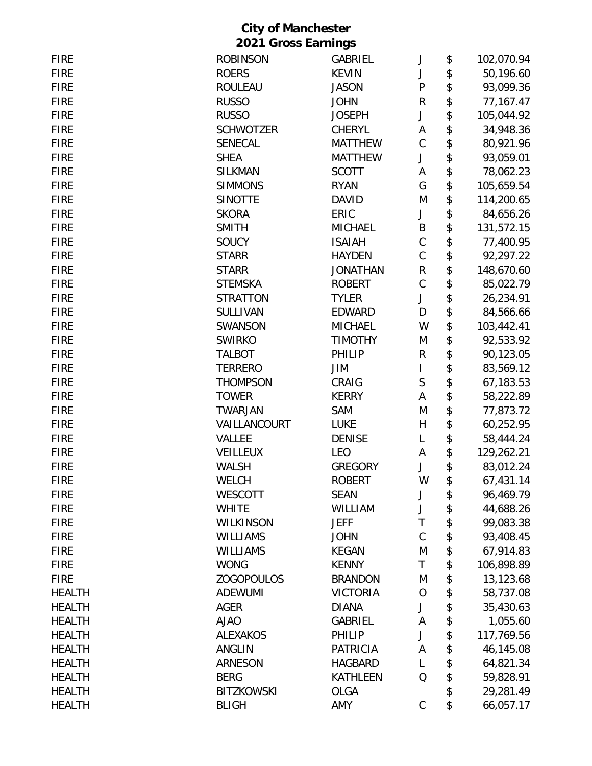**City of Manchester**
**2021 Gross Earnings**

| | | | | | |
|---|---|---|---|---|---|
| FIRE | ROBINSON | GABRIEL | J | $ | 102,070.94 |
| FIRE | ROERS | KEVIN | J | $ | 50,196.60 |
| FIRE | ROULEAU | JASON | P | $ | 93,099.36 |
| FIRE | RUSSO | JOHN | R | $ | 77,167.47 |
| FIRE | RUSSO | JOSEPH | J | $ | 105,044.92 |
| FIRE | SCHWOTZER | CHERYL | A | $ | 34,948.36 |
| FIRE | SENECAL | MATTHEW | C | $ | 80,921.96 |
| FIRE | SHEA | MATTHEW | J | $ | 93,059.01 |
| FIRE | SILKMAN | SCOTT | A | $ | 78,062.23 |
| FIRE | SIMMONS | RYAN | G | $ | 105,659.54 |
| FIRE | SINOTTE | DAVID | M | $ | 114,200.65 |
| FIRE | SKORA | ERIC | J | $ | 84,656.26 |
| FIRE | SMITH | MICHAEL | B | $ | 131,572.15 |
| FIRE | SOUCY | ISAIAH | C | $ | 77,400.95 |
| FIRE | STARR | HAYDEN | C | $ | 92,297.22 |
| FIRE | STARR | JONATHAN | R | $ | 148,670.60 |
| FIRE | STEMSKA | ROBERT | C | $ | 85,022.79 |
| FIRE | STRATTON | TYLER | J | $ | 26,234.91 |
| FIRE | SULLIVAN | EDWARD | D | $ | 84,566.66 |
| FIRE | SWANSON | MICHAEL | W | $ | 103,442.41 |
| FIRE | SWIRKO | TIMOTHY | M | $ | 92,533.92 |
| FIRE | TALBOT | PHILIP | R | $ | 90,123.05 |
| FIRE | TERRERO | JIM | I | $ | 83,569.12 |
| FIRE | THOMPSON | CRAIG | S | $ | 67,183.53 |
| FIRE | TOWER | KERRY | A | $ | 58,222.89 |
| FIRE | TWARJAN | SAM | M | $ | 77,873.72 |
| FIRE | VAILLANCOURT | LUKE | H | $ | 60,252.95 |
| FIRE | VALLEE | DENISE | L | $ | 58,444.24 |
| FIRE | VEILLEUX | LEO | A | $ | 129,262.21 |
| FIRE | WALSH | GREGORY | J | $ | 83,012.24 |
| FIRE | WELCH | ROBERT | W | $ | 67,431.14 |
| FIRE | WESCOTT | SEAN | J | $ | 96,469.79 |
| FIRE | WHITE | WILLIAM | J | $ | 44,688.26 |
| FIRE | WILKINSON | JEFF | T | $ | 99,083.38 |
| FIRE | WILLIAMS | JOHN | C | $ | 93,408.45 |
| FIRE | WILLIAMS | KEGAN | M | $ | 67,914.83 |
| FIRE | WONG | KENNY | T | $ | 106,898.89 |
| FIRE | ZOGOPOULOS | BRANDON | M | $ | 13,123.68 |
| HEALTH | ADEWUMI | VICTORIA | O | $ | 58,737.08 |
| HEALTH | AGER | DIANA | J | $ | 35,430.63 |
| HEALTH | AJAO | GABRIEL | A | $ | 1,055.60 |
| HEALTH | ALEXAKOS | PHILIP | J | $ | 117,769.56 |
| HEALTH | ANGLIN | PATRICIA | A | $ | 46,145.08 |
| HEALTH | ARNESON | HAGBARD | L | $ | 64,821.34 |
| HEALTH | BERG | KATHLEEN | Q | $ | 59,828.91 |
| HEALTH | BITZKOWSKI | OLGA | | $ | 29,281.49 |
| HEALTH | BLIGH | AMY | C | $ | 66,057.17 |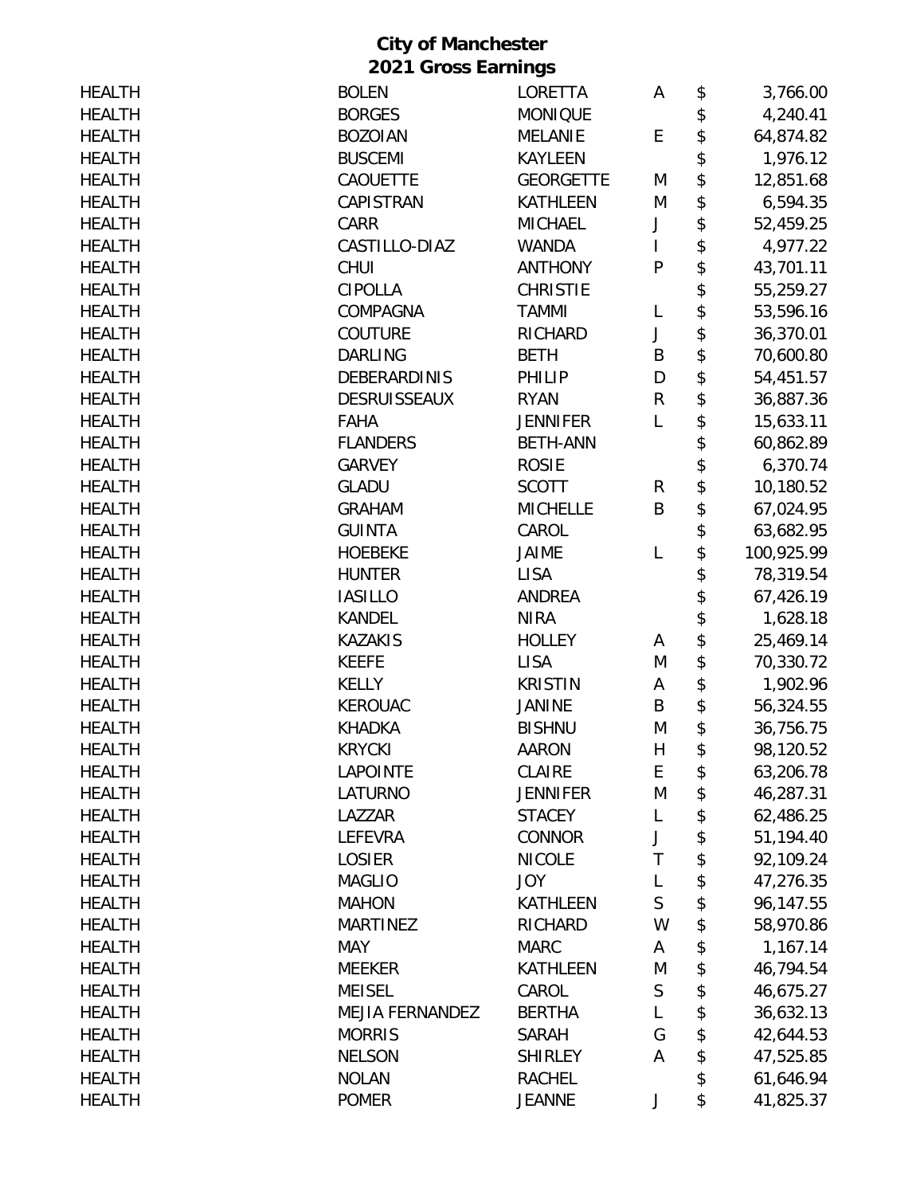**City of Manchester**
**2021 Gross Earnings**

| | | | | | |
|---|---|---|---|---|---|
| HEALTH | BOLEN | LORETTA | A | $ | 3,766.00 |
| HEALTH | BORGES | MONIQUE | | $ | 4,240.41 |
| HEALTH | BOZOIAN | MELANIE | E | $ | 64,874.82 |
| HEALTH | BUSCEMI | KAYLEEN | | $ | 1,976.12 |
| HEALTH | CAOUETTE | GEORGETTE | M | $ | 12,851.68 |
| HEALTH | CAPISTRAN | KATHLEEN | M | $ | 6,594.35 |
| HEALTH | CARR | MICHAEL | J | $ | 52,459.25 |
| HEALTH | CASTILLO-DIAZ | WANDA | I | $ | 4,977.22 |
| HEALTH | CHUI | ANTHONY | P | $ | 43,701.11 |
| HEALTH | CIPOLLA | CHRISTIE | | $ | 55,259.27 |
| HEALTH | COMPAGNA | TAMMI | L | $ | 53,596.16 |
| HEALTH | COUTURE | RICHARD | J | $ | 36,370.01 |
| HEALTH | DARLING | BETH | B | $ | 70,600.80 |
| HEALTH | DEBERARDINIS | PHILIP | D | $ | 54,451.57 |
| HEALTH | DESRUISSEAUX | RYAN | R | $ | 36,887.36 |
| HEALTH | FAHA | JENNIFER | L | $ | 15,633.11 |
| HEALTH | FLANDERS | BETH-ANN | | $ | 60,862.89 |
| HEALTH | GARVEY | ROSIE | | $ | 6,370.74 |
| HEALTH | GLADU | SCOTT | R | $ | 10,180.52 |
| HEALTH | GRAHAM | MICHELLE | B | $ | 67,024.95 |
| HEALTH | GUINTA | CAROL | | $ | 63,682.95 |
| HEALTH | HOEBEKE | JAIME | L | $ | 100,925.99 |
| HEALTH | HUNTER | LISA | | $ | 78,319.54 |
| HEALTH | IASILLO | ANDREA | | $ | 67,426.19 |
| HEALTH | KANDEL | NIRA | | $ | 1,628.18 |
| HEALTH | KAZAKIS | HOLLEY | A | $ | 25,469.14 |
| HEALTH | KEEFE | LISA | M | $ | 70,330.72 |
| HEALTH | KELLY | KRISTIN | A | $ | 1,902.96 |
| HEALTH | KEROUAC | JANINE | B | $ | 56,324.55 |
| HEALTH | KHADKA | BISHNU | M | $ | 36,756.75 |
| HEALTH | KRYCKI | AARON | H | $ | 98,120.52 |
| HEALTH | LAPOINTE | CLAIRE | E | $ | 63,206.78 |
| HEALTH | LATURNO | JENNIFER | M | $ | 46,287.31 |
| HEALTH | LAZZAR | STACEY | L | $ | 62,486.25 |
| HEALTH | LEFEVRA | CONNOR | J | $ | 51,194.40 |
| HEALTH | LOSIER | NICOLE | T | $ | 92,109.24 |
| HEALTH | MAGLIO | JOY | L | $ | 47,276.35 |
| HEALTH | MAHON | KATHLEEN | S | $ | 96,147.55 |
| HEALTH | MARTINEZ | RICHARD | W | $ | 58,970.86 |
| HEALTH | MAY | MARC | A | $ | 1,167.14 |
| HEALTH | MEEKER | KATHLEEN | M | $ | 46,794.54 |
| HEALTH | MEISEL | CAROL | S | $ | 46,675.27 |
| HEALTH | MEJIA FERNANDEZ | BERTHA | L | $ | 36,632.13 |
| HEALTH | MORRIS | SARAH | G | $ | 42,644.53 |
| HEALTH | NELSON | SHIRLEY | A | $ | 47,525.85 |
| HEALTH | NOLAN | RACHEL | | $ | 61,646.94 |
| HEALTH | POMER | JEANNE | J | $ | 41,825.37 |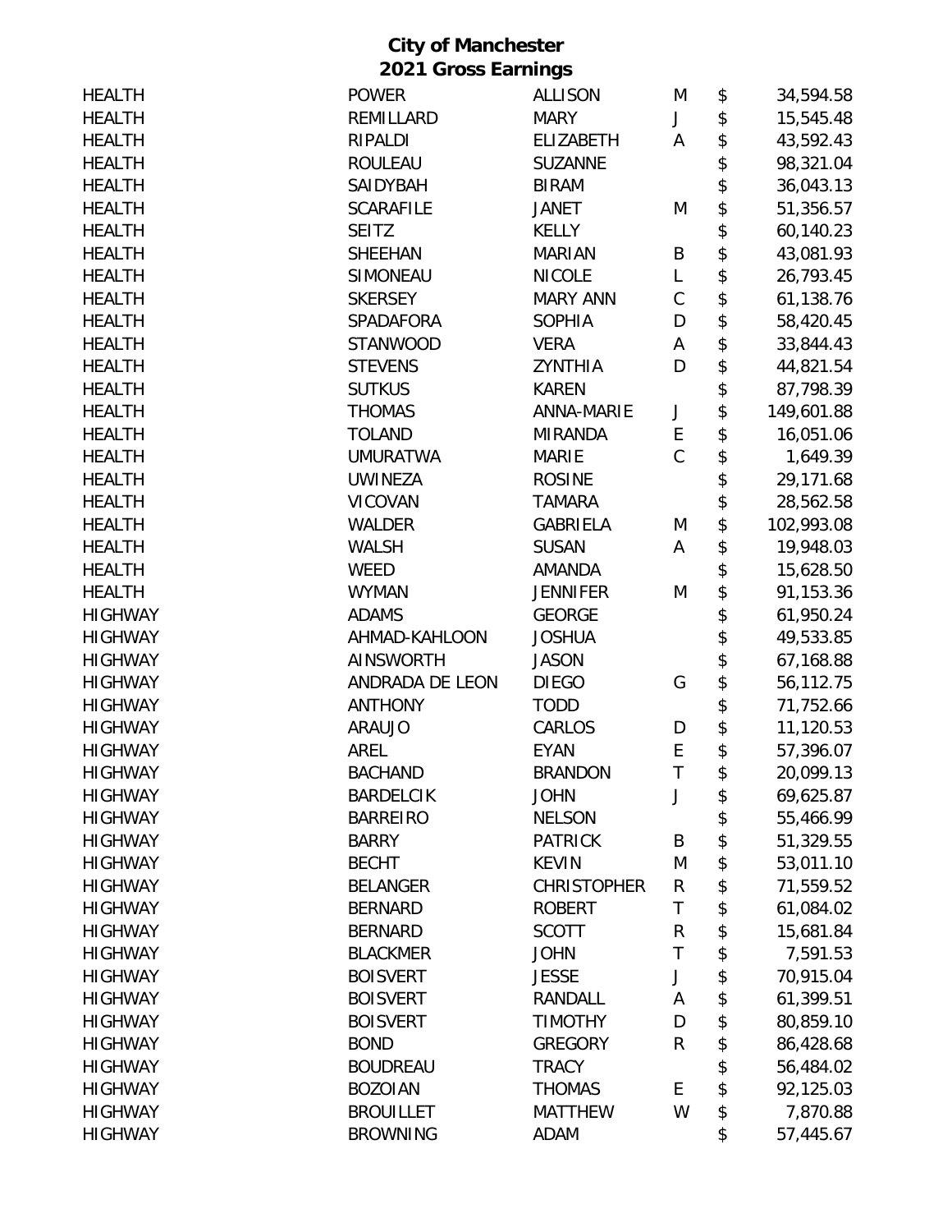# City of Manchester
## 2021 Gross Earnings

| | | | | | |
|---|---|---|---|---|---|
| HEALTH | POWER | ALLISON | M | $ | 34,594.58 |
| HEALTH | REMILLARD | MARY | J | $ | 15,545.48 |
| HEALTH | RIPALDI | ELIZABETH | A | $ | 43,592.43 |
| HEALTH | ROULEAU | SUZANNE | | $ | 98,321.04 |
| HEALTH | SAIDYBAH | BIRAM | | $ | 36,043.13 |
| HEALTH | SCARAFILE | JANET | M | $ | 51,356.57 |
| HEALTH | SEITZ | KELLY | | $ | 60,140.23 |
| HEALTH | SHEEHAN | MARIAN | B | $ | 43,081.93 |
| HEALTH | SIMONEAU | NICOLE | L | $ | 26,793.45 |
| HEALTH | SKERSEY | MARY ANN | C | $ | 61,138.76 |
| HEALTH | SPADAFORA | SOPHIA | D | $ | 58,420.45 |
| HEALTH | STANWOOD | VERA | A | $ | 33,844.43 |
| HEALTH | STEVENS | ZYNTHIA | D | $ | 44,821.54 |
| HEALTH | SUTKUS | KAREN | | $ | 87,798.39 |
| HEALTH | THOMAS | ANNA-MARIE | J | $ | 149,601.88 |
| HEALTH | TOLAND | MIRANDA | E | $ | 16,051.06 |
| HEALTH | UMURATWA | MARIE | C | $ | 1,649.39 |
| HEALTH | UWINEZA | ROSINE | | $ | 29,171.68 |
| HEALTH | VICOVAN | TAMARA | | $ | 28,562.58 |
| HEALTH | WALDER | GABRIELA | M | $ | 102,993.08 |
| HEALTH | WALSH | SUSAN | A | $ | 19,948.03 |
| HEALTH | WEED | AMANDA | | $ | 15,628.50 |
| HEALTH | WYMAN | JENNIFER | M | $ | 91,153.36 |
| HIGHWAY | ADAMS | GEORGE | | $ | 61,950.24 |
| HIGHWAY | AHMAD-KAHLOON | JOSHUA | | $ | 49,533.85 |
| HIGHWAY | AINSWORTH | JASON | | $ | 67,168.88 |
| HIGHWAY | ANDRADA DE LEON | DIEGO | G | $ | 56,112.75 |
| HIGHWAY | ANTHONY | TODD | | $ | 71,752.66 |
| HIGHWAY | ARAUJO | CARLOS | D | $ | 11,120.53 |
| HIGHWAY | AREL | EYAN | E | $ | 57,396.07 |
| HIGHWAY | BACHAND | BRANDON | T | $ | 20,099.13 |
| HIGHWAY | BARDELCIK | JOHN | J | $ | 69,625.87 |
| HIGHWAY | BARREIRO | NELSON | | $ | 55,466.99 |
| HIGHWAY | BARRY | PATRICK | B | $ | 51,329.55 |
| HIGHWAY | BECHT | KEVIN | M | $ | 53,011.10 |
| HIGHWAY | BELANGER | CHRISTOPHER | R | $ | 71,559.52 |
| HIGHWAY | BERNARD | ROBERT | T | $ | 61,084.02 |
| HIGHWAY | BERNARD | SCOTT | R | $ | 15,681.84 |
| HIGHWAY | BLACKMER | JOHN | T | $ | 7,591.53 |
| HIGHWAY | BOISVERT | JESSE | J | $ | 70,915.04 |
| HIGHWAY | BOISVERT | RANDALL | A | $ | 61,399.51 |
| HIGHWAY | BOISVERT | TIMOTHY | D | $ | 80,859.10 |
| HIGHWAY | BOND | GREGORY | R | $ | 86,428.68 |
| HIGHWAY | BOUDREAU | TRACY | | $ | 56,484.02 |
| HIGHWAY | BOZOIAN | THOMAS | E | $ | 92,125.03 |
| HIGHWAY | BROUILLET | MATTHEW | W | $ | 7,870.88 |
| HIGHWAY | BROWNING | ADAM | | $ | 57,445.67 |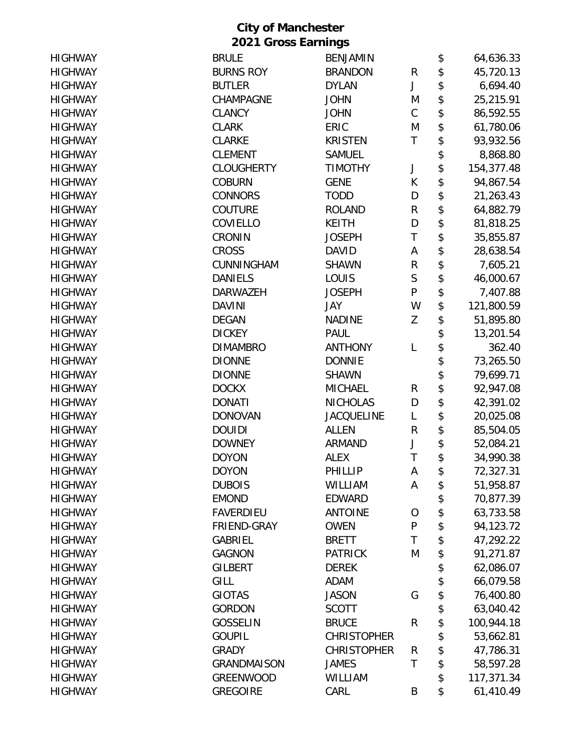# City of Manchester
## 2021 Gross Earnings

| | | | | | |
|---|---|---|---|---|---|
| HIGHWAY | BRULE | BENJAMIN | | $ | 64,636.33 |
| HIGHWAY | BURNS ROY | BRANDON | R | $ | 45,720.13 |
| HIGHWAY | BUTLER | DYLAN | J | $ | 6,694.40 |
| HIGHWAY | CHAMPAGNE | JOHN | M | $ | 25,215.91 |
| HIGHWAY | CLANCY | JOHN | C | $ | 86,592.55 |
| HIGHWAY | CLARK | ERIC | M | $ | 61,780.06 |
| HIGHWAY | CLARKE | KRISTEN | T | $ | 93,932.56 |
| HIGHWAY | CLEMENT | SAMUEL | | $ | 8,868.80 |
| HIGHWAY | CLOUGHERTY | TIMOTHY | J | $ | 154,377.48 |
| HIGHWAY | COBURN | GENE | K | $ | 94,867.54 |
| HIGHWAY | CONNORS | TODD | D | $ | 21,263.43 |
| HIGHWAY | COUTURE | ROLAND | R | $ | 64,882.79 |
| HIGHWAY | COVIELLO | KEITH | D | $ | 81,818.25 |
| HIGHWAY | CRONIN | JOSEPH | T | $ | 35,855.87 |
| HIGHWAY | CROSS | DAVID | A | $ | 28,638.54 |
| HIGHWAY | CUNNINGHAM | SHAWN | R | $ | 7,605.21 |
| HIGHWAY | DANIELS | LOUIS | S | $ | 46,000.67 |
| HIGHWAY | DARWAZEH | JOSEPH | P | $ | 7,407.88 |
| HIGHWAY | DAVINI | JAY | W | $ | 121,800.59 |
| HIGHWAY | DEGAN | NADINE | Z | $ | 51,895.80 |
| HIGHWAY | DICKEY | PAUL | | $ | 13,201.54 |
| HIGHWAY | DIMAMBRO | ANTHONY | L | $ | 362.40 |
| HIGHWAY | DIONNE | DONNIE | | $ | 73,265.50 |
| HIGHWAY | DIONNE | SHAWN | | $ | 79,699.71 |
| HIGHWAY | DOCKX | MICHAEL | R | $ | 92,947.08 |
| HIGHWAY | DONATI | NICHOLAS | D | $ | 42,391.02 |
| HIGHWAY | DONOVAN | JACQUELINE | L | $ | 20,025.08 |
| HIGHWAY | DOUIDI | ALLEN | R | $ | 85,504.05 |
| HIGHWAY | DOWNEY | ARMAND | J | $ | 52,084.21 |
| HIGHWAY | DOYON | ALEX | T | $ | 34,990.38 |
| HIGHWAY | DOYON | PHILLIP | A | $ | 72,327.31 |
| HIGHWAY | DUBOIS | WILLIAM | A | $ | 51,958.87 |
| HIGHWAY | EMOND | EDWARD | | $ | 70,877.39 |
| HIGHWAY | FAVERDIEU | ANTOINE | O | $ | 63,733.58 |
| HIGHWAY | FRIEND-GRAY | OWEN | P | $ | 94,123.72 |
| HIGHWAY | GABRIEL | BRETT | T | $ | 47,292.22 |
| HIGHWAY | GAGNON | PATRICK | M | $ | 91,271.87 |
| HIGHWAY | GILBERT | DEREK | | $ | 62,086.07 |
| HIGHWAY | GILL | ADAM | | $ | 66,079.58 |
| HIGHWAY | GIOTAS | JASON | G | $ | 76,400.80 |
| HIGHWAY | GORDON | SCOTT | | $ | 63,040.42 |
| HIGHWAY | GOSSELIN | BRUCE | R | $ | 100,944.18 |
| HIGHWAY | GOUPIL | CHRISTOPHER | | $ | 53,662.81 |
| HIGHWAY | GRADY | CHRISTOPHER | R | $ | 47,786.31 |
| HIGHWAY | GRANDMAISON | JAMES | T | $ | 58,597.28 |
| HIGHWAY | GREENWOOD | WILLIAM | | $ | 117,371.34 |
| HIGHWAY | GREGOIRE | CARL | B | $ | 61,410.49 |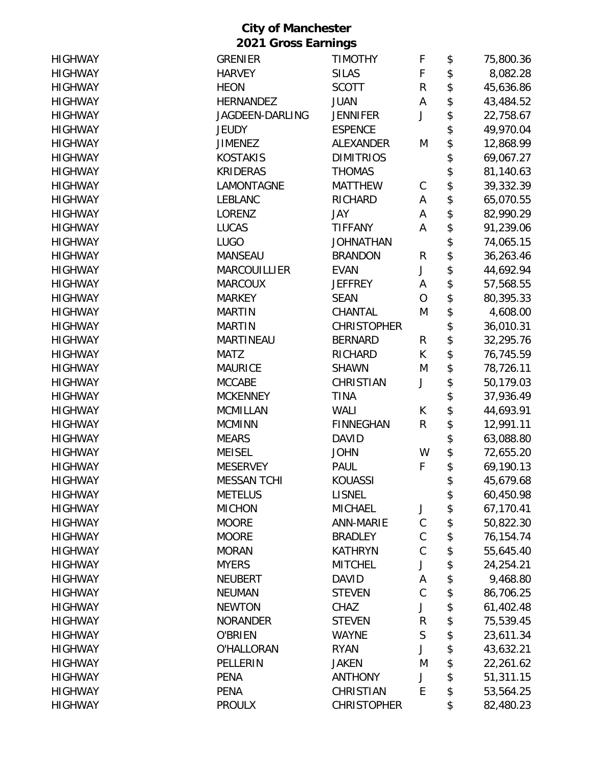# City of Manchester
## 2021 Gross Earnings

| | | | | | |
|---|---|---|---|---|---|
| HIGHWAY | GRENIER | TIMOTHY | F | $ | 75,800.36 |
| HIGHWAY | HARVEY | SILAS | F | $ | 8,082.28 |
| HIGHWAY | HEON | SCOTT | R | $ | 45,636.86 |
| HIGHWAY | HERNANDEZ | JUAN | A | $ | 43,484.52 |
| HIGHWAY | JAGDEEN-DARLING | JENNIFER | J | $ | 22,758.67 |
| HIGHWAY | JEUDY | ESPENCE | | $ | 49,970.04 |
| HIGHWAY | JIMENEZ | ALEXANDER | M | $ | 12,868.99 |
| HIGHWAY | KOSTAKIS | DIMITRIOS | | $ | 69,067.27 |
| HIGHWAY | KRIDERAS | THOMAS | | $ | 81,140.63 |
| HIGHWAY | LAMONTAGNE | MATTHEW | C | $ | 39,332.39 |
| HIGHWAY | LEBLANC | RICHARD | A | $ | 65,070.55 |
| HIGHWAY | LORENZ | JAY | A | $ | 82,990.29 |
| HIGHWAY | LUCAS | TIFFANY | A | $ | 91,239.06 |
| HIGHWAY | LUGO | JOHNATHAN | | $ | 74,065.15 |
| HIGHWAY | MANSEAU | BRANDON | R | $ | 36,263.46 |
| HIGHWAY | MARCOUILLIER | EVAN | J | $ | 44,692.94 |
| HIGHWAY | MARCOUX | JEFFREY | A | $ | 57,568.55 |
| HIGHWAY | MARKEY | SEAN | O | $ | 80,395.33 |
| HIGHWAY | MARTIN | CHANTAL | M | $ | 4,608.00 |
| HIGHWAY | MARTIN | CHRISTOPHER | | $ | 36,010.31 |
| HIGHWAY | MARTINEAU | BERNARD | R | $ | 32,295.76 |
| HIGHWAY | MATZ | RICHARD | K | $ | 76,745.59 |
| HIGHWAY | MAURICE | SHAWN | M | $ | 78,726.11 |
| HIGHWAY | MCCABE | CHRISTIAN | J | $ | 50,179.03 |
| HIGHWAY | MCKENNEY | TINA | | $ | 37,936.49 |
| HIGHWAY | MCMILLAN | WALI | K | $ | 44,693.91 |
| HIGHWAY | MCMINN | FINNEGHAN | R | $ | 12,991.11 |
| HIGHWAY | MEARS | DAVID | | $ | 63,088.80 |
| HIGHWAY | MEISEL | JOHN | W | $ | 72,655.20 |
| HIGHWAY | MESERVEY | PAUL | F | $ | 69,190.13 |
| HIGHWAY | MESSAN TCHI | KOUASSI | | $ | 45,679.68 |
| HIGHWAY | METELUS | LISNEL | | $ | 60,450.98 |
| HIGHWAY | MICHON | MICHAEL | J | $ | 67,170.41 |
| HIGHWAY | MOORE | ANN-MARIE | C | $ | 50,822.30 |
| HIGHWAY | MOORE | BRADLEY | C | $ | 76,154.74 |
| HIGHWAY | MORAN | KATHRYN | C | $ | 55,645.40 |
| HIGHWAY | MYERS | MITCHEL | J | $ | 24,254.21 |
| HIGHWAY | NEUBERT | DAVID | A | $ | 9,468.80 |
| HIGHWAY | NEUMAN | STEVEN | C | $ | 86,706.25 |
| HIGHWAY | NEWTON | CHAZ | J | $ | 61,402.48 |
| HIGHWAY | NORANDER | STEVEN | R | $ | 75,539.45 |
| HIGHWAY | O'BRIEN | WAYNE | S | $ | 23,611.34 |
| HIGHWAY | O'HALLORAN | RYAN | J | $ | 43,632.21 |
| HIGHWAY | PELLERIN | JAKEN | M | $ | 22,261.62 |
| HIGHWAY | PENA | ANTHONY | J | $ | 51,311.15 |
| HIGHWAY | PENA | CHRISTIAN | E | $ | 53,564.25 |
| HIGHWAY | PROULX | CHRISTOPHER | | $ | 82,480.23 |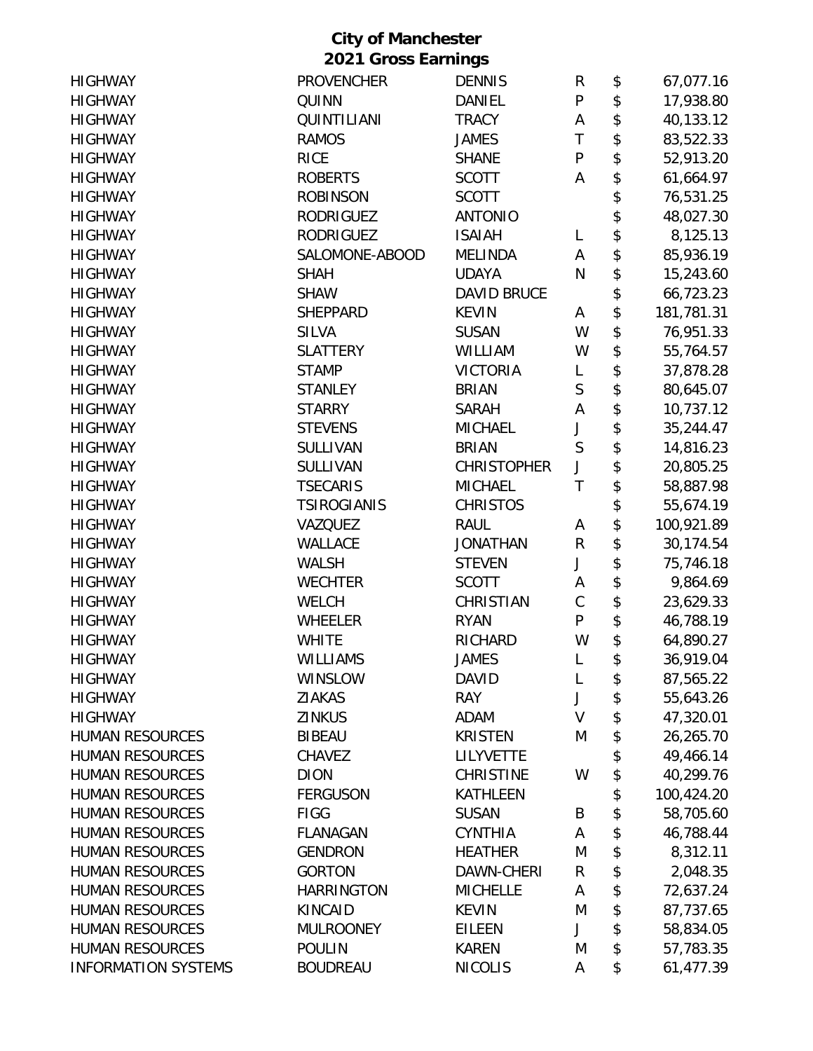# City of Manchester
## 2021 Gross Earnings

| | | | | | |
|---|---|---|---|---|---|
| HIGHWAY | PROVENCHER | DENNIS | R | $ | 67,077.16 |
| HIGHWAY | QUINN | DANIEL | P | $ | 17,938.80 |
| HIGHWAY | QUINTILIANI | TRACY | A | $ | 40,133.12 |
| HIGHWAY | RAMOS | JAMES | T | $ | 83,522.33 |
| HIGHWAY | RICE | SHANE | P | $ | 52,913.20 |
| HIGHWAY | ROBERTS | SCOTT | A | $ | 61,664.97 |
| HIGHWAY | ROBINSON | SCOTT | | $ | 76,531.25 |
| HIGHWAY | RODRIGUEZ | ANTONIO | | $ | 48,027.30 |
| HIGHWAY | RODRIGUEZ | ISAIAH | L | $ | 8,125.13 |
| HIGHWAY | SALOMONE-ABOOD | MELINDA | A | $ | 85,936.19 |
| HIGHWAY | SHAH | UDAYA | N | $ | 15,243.60 |
| HIGHWAY | SHAW | DAVID BRUCE | | $ | 66,723.23 |
| HIGHWAY | SHEPPARD | KEVIN | A | $ | 181,781.31 |
| HIGHWAY | SILVA | SUSAN | W | $ | 76,951.33 |
| HIGHWAY | SLATTERY | WILLIAM | W | $ | 55,764.57 |
| HIGHWAY | STAMP | VICTORIA | L | $ | 37,878.28 |
| HIGHWAY | STANLEY | BRIAN | S | $ | 80,645.07 |
| HIGHWAY | STARRY | SARAH | A | $ | 10,737.12 |
| HIGHWAY | STEVENS | MICHAEL | J | $ | 35,244.47 |
| HIGHWAY | SULLIVAN | BRIAN | S | $ | 14,816.23 |
| HIGHWAY | SULLIVAN | CHRISTOPHER | J | $ | 20,805.25 |
| HIGHWAY | TSECARIS | MICHAEL | T | $ | 58,887.98 |
| HIGHWAY | TSIROGIANIS | CHRISTOS | | $ | 55,674.19 |
| HIGHWAY | VAZQUEZ | RAUL | A | $ | 100,921.89 |
| HIGHWAY | WALLACE | JONATHAN | R | $ | 30,174.54 |
| HIGHWAY | WALSH | STEVEN | J | $ | 75,746.18 |
| HIGHWAY | WECHTER | SCOTT | A | $ | 9,864.69 |
| HIGHWAY | WELCH | CHRISTIAN | C | $ | 23,629.33 |
| HIGHWAY | WHEELER | RYAN | P | $ | 46,788.19 |
| HIGHWAY | WHITE | RICHARD | W | $ | 64,890.27 |
| HIGHWAY | WILLIAMS | JAMES | L | $ | 36,919.04 |
| HIGHWAY | WINSLOW | DAVID | L | $ | 87,565.22 |
| HIGHWAY | ZIAKAS | RAY | J | $ | 55,643.26 |
| HIGHWAY | ZINKUS | ADAM | V | $ | 47,320.01 |
| HUMAN RESOURCES | BIBEAU | KRISTEN | M | $ | 26,265.70 |
| HUMAN RESOURCES | CHAVEZ | LILYVETTE | | $ | 49,466.14 |
| HUMAN RESOURCES | DION | CHRISTINE | W | $ | 40,299.76 |
| HUMAN RESOURCES | FERGUSON | KATHLEEN | | $ | 100,424.20 |
| HUMAN RESOURCES | FIGG | SUSAN | B | $ | 58,705.60 |
| HUMAN RESOURCES | FLANAGAN | CYNTHIA | A | $ | 46,788.44 |
| HUMAN RESOURCES | GENDRON | HEATHER | M | $ | 8,312.11 |
| HUMAN RESOURCES | GORTON | DAWN-CHERI | R | $ | 2,048.35 |
| HUMAN RESOURCES | HARRINGTON | MICHELLE | A | $ | 72,637.24 |
| HUMAN RESOURCES | KINCAID | KEVIN | M | $ | 87,737.65 |
| HUMAN RESOURCES | MULROONEY | EILEEN | J | $ | 58,834.05 |
| HUMAN RESOURCES | POULIN | KAREN | M | $ | 57,783.35 |
| INFORMATION SYSTEMS | BOUDREAU | NICOLIS | A | $ | 61,477.39 |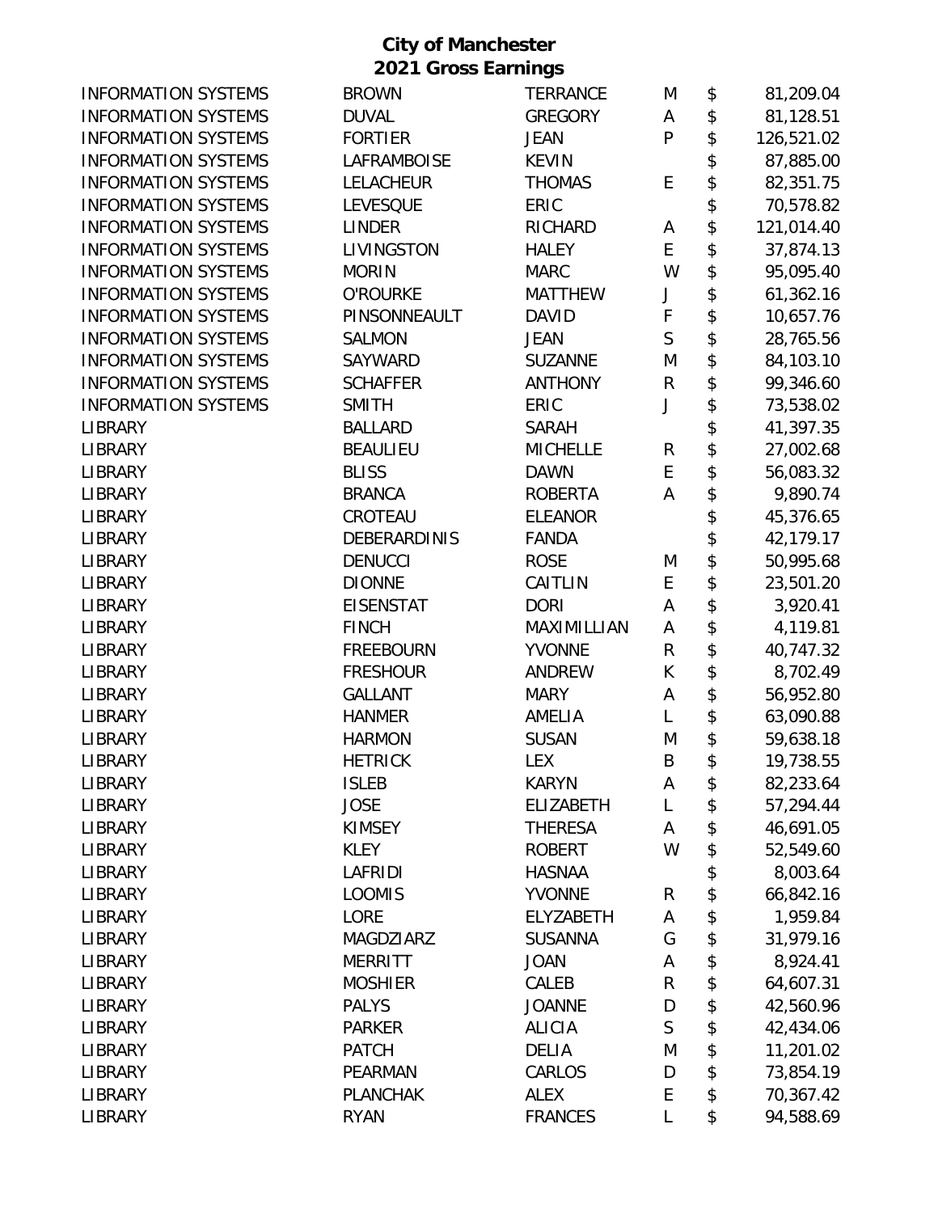**City of Manchester**
**2021 Gross Earnings**

| | | | | | |
|---|---|---|---|---|---|
| INFORMATION SYSTEMS | BROWN | TERRANCE | M | $ | 81,209.04 |
| INFORMATION SYSTEMS | DUVAL | GREGORY | A | $ | 81,128.51 |
| INFORMATION SYSTEMS | FORTIER | JEAN | P | $ | 126,521.02 |
| INFORMATION SYSTEMS | LAFRAMBOISE | KEVIN | | $ | 87,885.00 |
| INFORMATION SYSTEMS | LELACHEUR | THOMAS | E | $ | 82,351.75 |
| INFORMATION SYSTEMS | LEVESQUE | ERIC | | $ | 70,578.82 |
| INFORMATION SYSTEMS | LINDER | RICHARD | A | $ | 121,014.40 |
| INFORMATION SYSTEMS | LIVINGSTON | HALEY | E | $ | 37,874.13 |
| INFORMATION SYSTEMS | MORIN | MARC | W | $ | 95,095.40 |
| INFORMATION SYSTEMS | O'ROURKE | MATTHEW | J | $ | 61,362.16 |
| INFORMATION SYSTEMS | PINSONNEAULT | DAVID | F | $ | 10,657.76 |
| INFORMATION SYSTEMS | SALMON | JEAN | S | $ | 28,765.56 |
| INFORMATION SYSTEMS | SAYWARD | SUZANNE | M | $ | 84,103.10 |
| INFORMATION SYSTEMS | SCHAFFER | ANTHONY | R | $ | 99,346.60 |
| INFORMATION SYSTEMS | SMITH | ERIC | J | $ | 73,538.02 |
| LIBRARY | BALLARD | SARAH | | $ | 41,397.35 |
| LIBRARY | BEAULIEU | MICHELLE | R | $ | 27,002.68 |
| LIBRARY | BLISS | DAWN | E | $ | 56,083.32 |
| LIBRARY | BRANCA | ROBERTA | A | $ | 9,890.74 |
| LIBRARY | CROTEAU | ELEANOR | | $ | 45,376.65 |
| LIBRARY | DEBERARDINIS | FANDA | | $ | 42,179.17 |
| LIBRARY | DENUCCI | ROSE | M | $ | 50,995.68 |
| LIBRARY | DIONNE | CAITLIN | E | $ | 23,501.20 |
| LIBRARY | EISENSTAT | DORI | A | $ | 3,920.41 |
| LIBRARY | FINCH | MAXIMILLIAN | A | $ | 4,119.81 |
| LIBRARY | FREEBOURN | YVONNE | R | $ | 40,747.32 |
| LIBRARY | FRESHOUR | ANDREW | K | $ | 8,702.49 |
| LIBRARY | GALLANT | MARY | A | $ | 56,952.80 |
| LIBRARY | HANMER | AMELIA | L | $ | 63,090.88 |
| LIBRARY | HARMON | SUSAN | M | $ | 59,638.18 |
| LIBRARY | HETRICK | LEX | B | $ | 19,738.55 |
| LIBRARY | ISLEB | KARYN | A | $ | 82,233.64 |
| LIBRARY | JOSE | ELIZABETH | L | $ | 57,294.44 |
| LIBRARY | KIMSEY | THERESA | A | $ | 46,691.05 |
| LIBRARY | KLEY | ROBERT | W | $ | 52,549.60 |
| LIBRARY | LAFRIDI | HASNAA | | $ | 8,003.64 |
| LIBRARY | LOOMIS | YVONNE | R | $ | 66,842.16 |
| LIBRARY | LORE | ELYZABETH | A | $ | 1,959.84 |
| LIBRARY | MAGDZIARZ | SUSANNA | G | $ | 31,979.16 |
| LIBRARY | MERRITT | JOAN | A | $ | 8,924.41 |
| LIBRARY | MOSHIER | CALEB | R | $ | 64,607.31 |
| LIBRARY | PALYS | JOANNE | D | $ | 42,560.96 |
| LIBRARY | PARKER | ALICIA | S | $ | 42,434.06 |
| LIBRARY | PATCH | DELIA | M | $ | 11,201.02 |
| LIBRARY | PEARMAN | CARLOS | D | $ | 73,854.19 |
| LIBRARY | PLANCHAK | ALEX | E | $ | 70,367.42 |
| LIBRARY | RYAN | FRANCES | L | $ | 94,588.69 |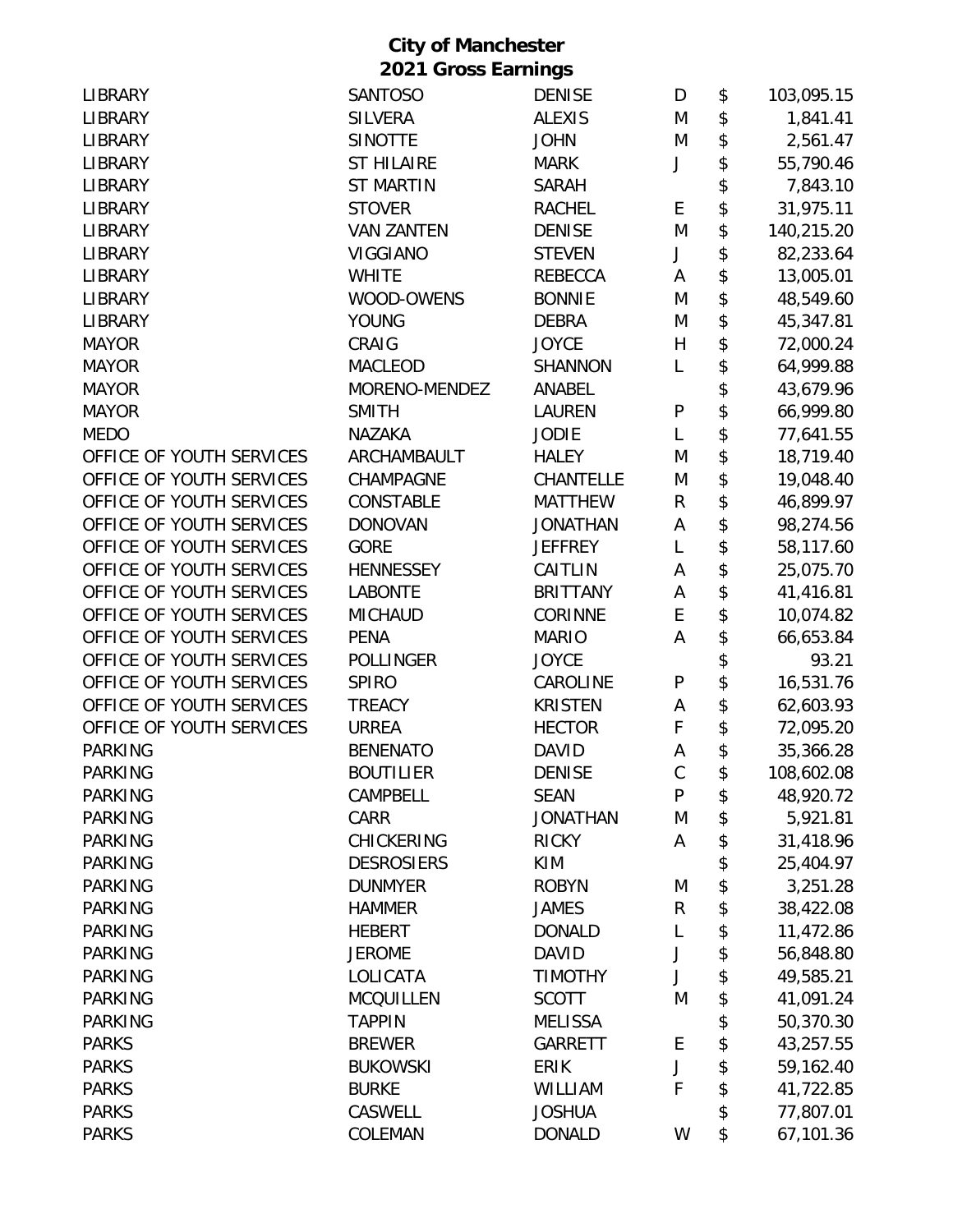# City of Manchester
## 2021 Gross Earnings

| | | | | | |
|---|---|---|---|---|---|
| LIBRARY | SANTOSO | DENISE | D | $ | 103,095.15 |
| LIBRARY | SILVERA | ALEXIS | M | $ | 1,841.41 |
| LIBRARY | SINOTTE | JOHN | M | $ | 2,561.47 |
| LIBRARY | ST HILAIRE | MARK | J | $ | 55,790.46 |
| LIBRARY | ST MARTIN | SARAH | | $ | 7,843.10 |
| LIBRARY | STOVER | RACHEL | E | $ | 31,975.11 |
| LIBRARY | VAN ZANTEN | DENISE | M | $ | 140,215.20 |
| LIBRARY | VIGGIANO | STEVEN | J | $ | 82,233.64 |
| LIBRARY | WHITE | REBECCA | A | $ | 13,005.01 |
| LIBRARY | WOOD-OWENS | BONNIE | M | $ | 48,549.60 |
| LIBRARY | YOUNG | DEBRA | M | $ | 45,347.81 |
| MAYOR | CRAIG | JOYCE | H | $ | 72,000.24 |
| MAYOR | MACLEOD | SHANNON | L | $ | 64,999.88 |
| MAYOR | MORENO-MENDEZ | ANABEL | | $ | 43,679.96 |
| MAYOR | SMITH | LAUREN | P | $ | 66,999.80 |
| MEDO | NAZAKA | JODIE | L | $ | 77,641.55 |
| OFFICE OF YOUTH SERVICES | ARCHAMBAULT | HALEY | M | $ | 18,719.40 |
| OFFICE OF YOUTH SERVICES | CHAMPAGNE | CHANTELLE | M | $ | 19,048.40 |
| OFFICE OF YOUTH SERVICES | CONSTABLE | MATTHEW | R | $ | 46,899.97 |
| OFFICE OF YOUTH SERVICES | DONOVAN | JONATHAN | A | $ | 98,274.56 |
| OFFICE OF YOUTH SERVICES | GORE | JEFFREY | L | $ | 58,117.60 |
| OFFICE OF YOUTH SERVICES | HENNESSEY | CAITLIN | A | $ | 25,075.70 |
| OFFICE OF YOUTH SERVICES | LABONTE | BRITTANY | A | $ | 41,416.81 |
| OFFICE OF YOUTH SERVICES | MICHAUD | CORINNE | E | $ | 10,074.82 |
| OFFICE OF YOUTH SERVICES | PENA | MARIO | A | $ | 66,653.84 |
| OFFICE OF YOUTH SERVICES | POLLINGER | JOYCE | | $ | 93.21 |
| OFFICE OF YOUTH SERVICES | SPIRO | CAROLINE | P | $ | 16,531.76 |
| OFFICE OF YOUTH SERVICES | TREACY | KRISTEN | A | $ | 62,603.93 |
| OFFICE OF YOUTH SERVICES | URREA | HECTOR | F | $ | 72,095.20 |
| PARKING | BENENATO | DAVID | A | $ | 35,366.28 |
| PARKING | BOUTILIER | DENISE | C | $ | 108,602.08 |
| PARKING | CAMPBELL | SEAN | P | $ | 48,920.72 |
| PARKING | CARR | JONATHAN | M | $ | 5,921.81 |
| PARKING | CHICKERING | RICKY | A | $ | 31,418.96 |
| PARKING | DESROSIERS | KIM | | $ | 25,404.97 |
| PARKING | DUNMYER | ROBYN | M | $ | 3,251.28 |
| PARKING | HAMMER | JAMES | R | $ | 38,422.08 |
| PARKING | HEBERT | DONALD | L | $ | 11,472.86 |
| PARKING | JEROME | DAVID | J | $ | 56,848.80 |
| PARKING | LOLICATA | TIMOTHY | J | $ | 49,585.21 |
| PARKING | MCQUILLEN | SCOTT | M | $ | 41,091.24 |
| PARKING | TAPPIN | MELISSA | | $ | 50,370.30 |
| PARKS | BREWER | GARRETT | E | $ | 43,257.55 |
| PARKS | BUKOWSKI | ERIK | J | $ | 59,162.40 |
| PARKS | BURKE | WILLIAM | F | $ | 41,722.85 |
| PARKS | CASWELL | JOSHUA | | $ | 77,807.01 |
| PARKS | COLEMAN | DONALD | W | $ | 67,101.36 |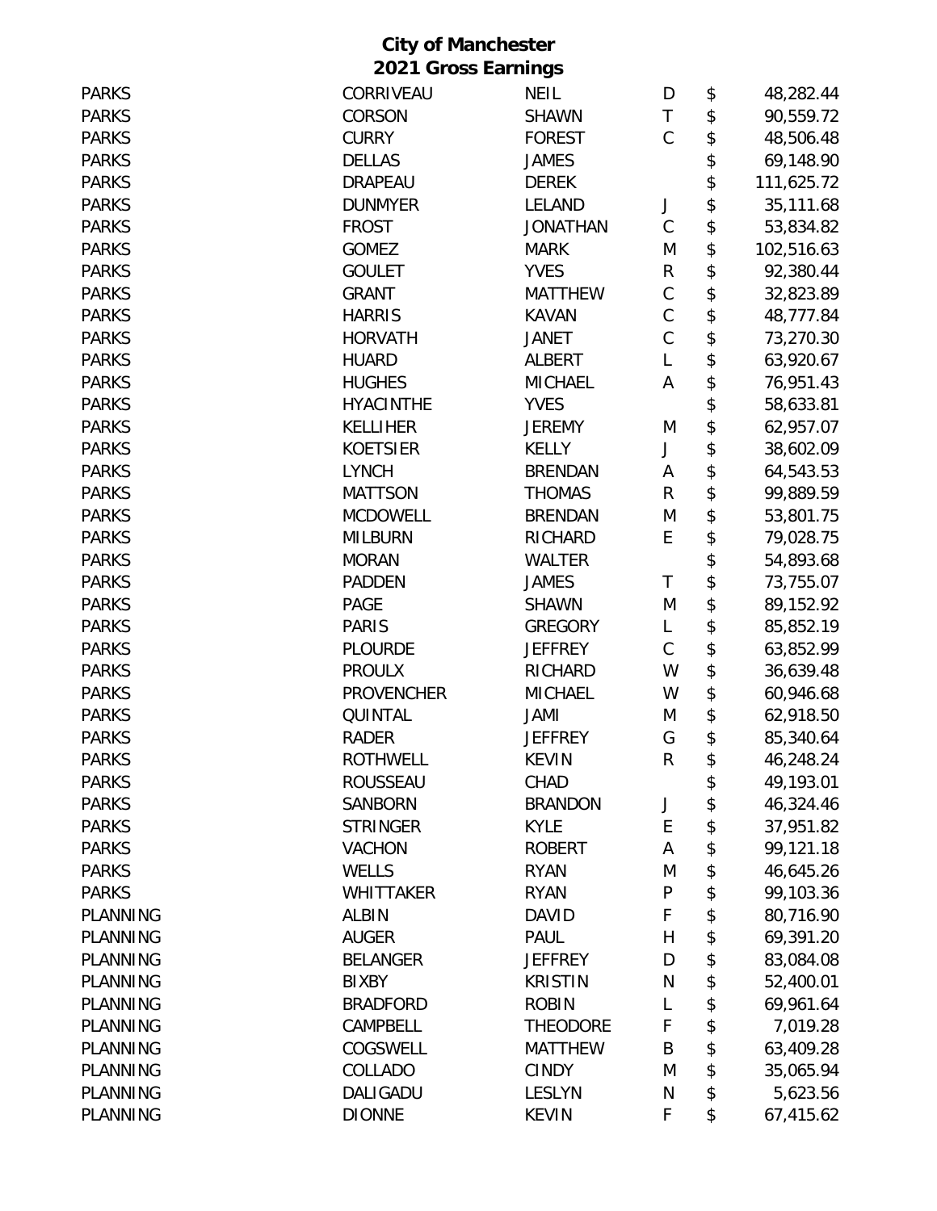# City of Manchester
## 2021 Gross Earnings

| | | | | | |
|---|---|---|---|---|---|
| PARKS | CORRIVEAU | NEIL | D | $ | 48,282.44 |
| PARKS | CORSON | SHAWN | T | $ | 90,559.72 |
| PARKS | CURRY | FOREST | C | $ | 48,506.48 |
| PARKS | DELLAS | JAMES | | $ | 69,148.90 |
| PARKS | DRAPEAU | DEREK | | $ | 111,625.72 |
| PARKS | DUNMYER | LELAND | J | $ | 35,111.68 |
| PARKS | FROST | JONATHAN | C | $ | 53,834.82 |
| PARKS | GOMEZ | MARK | M | $ | 102,516.63 |
| PARKS | GOULET | YVES | R | $ | 92,380.44 |
| PARKS | GRANT | MATTHEW | C | $ | 32,823.89 |
| PARKS | HARRIS | KAVAN | C | $ | 48,777.84 |
| PARKS | HORVATH | JANET | C | $ | 73,270.30 |
| PARKS | HUARD | ALBERT | L | $ | 63,920.67 |
| PARKS | HUGHES | MICHAEL | A | $ | 76,951.43 |
| PARKS | HYACINTHE | YVES | | $ | 58,633.81 |
| PARKS | KELLIHER | JEREMY | M | $ | 62,957.07 |
| PARKS | KOETSIER | KELLY | J | $ | 38,602.09 |
| PARKS | LYNCH | BRENDAN | A | $ | 64,543.53 |
| PARKS | MATTSON | THOMAS | R | $ | 99,889.59 |
| PARKS | MCDOWELL | BRENDAN | M | $ | 53,801.75 |
| PARKS | MILBURN | RICHARD | E | $ | 79,028.75 |
| PARKS | MORAN | WALTER | | $ | 54,893.68 |
| PARKS | PADDEN | JAMES | T | $ | 73,755.07 |
| PARKS | PAGE | SHAWN | M | $ | 89,152.92 |
| PARKS | PARIS | GREGORY | L | $ | 85,852.19 |
| PARKS | PLOURDE | JEFFREY | C | $ | 63,852.99 |
| PARKS | PROULX | RICHARD | W | $ | 36,639.48 |
| PARKS | PROVENCHER | MICHAEL | W | $ | 60,946.68 |
| PARKS | QUINTAL | JAMI | M | $ | 62,918.50 |
| PARKS | RADER | JEFFREY | G | $ | 85,340.64 |
| PARKS | ROTHWELL | KEVIN | R | $ | 46,248.24 |
| PARKS | ROUSSEAU | CHAD | | $ | 49,193.01 |
| PARKS | SANBORN | BRANDON | J | $ | 46,324.46 |
| PARKS | STRINGER | KYLE | E | $ | 37,951.82 |
| PARKS | VACHON | ROBERT | A | $ | 99,121.18 |
| PARKS | WELLS | RYAN | M | $ | 46,645.26 |
| PARKS | WHITTAKER | RYAN | P | $ | 99,103.36 |
| PLANNING | ALBIN | DAVID | F | $ | 80,716.90 |
| PLANNING | AUGER | PAUL | H | $ | 69,391.20 |
| PLANNING | BELANGER | JEFFREY | D | $ | 83,084.08 |
| PLANNING | BIXBY | KRISTIN | N | $ | 52,400.01 |
| PLANNING | BRADFORD | ROBIN | L | $ | 69,961.64 |
| PLANNING | CAMPBELL | THEODORE | F | $ | 7,019.28 |
| PLANNING | COGSWELL | MATTHEW | B | $ | 63,409.28 |
| PLANNING | COLLADO | CINDY | M | $ | 35,065.94 |
| PLANNING | DALIGADU | LESLYN | N | $ | 5,623.56 |
| PLANNING | DIONNE | KEVIN | F | $ | 67,415.62 |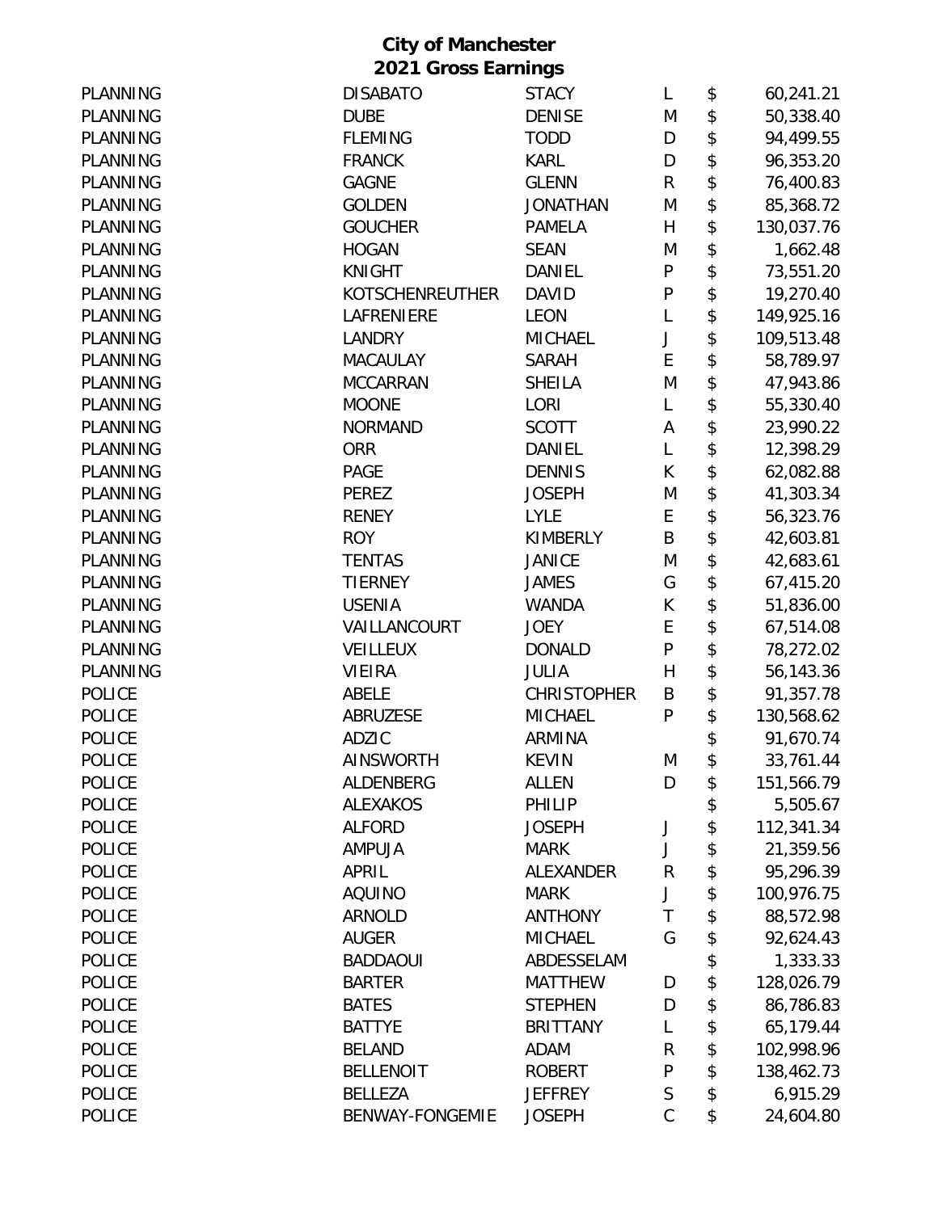**City of Manchester**
**2021 Gross Earnings**

| | | | | | |
|---|---|---|---|---|---|
| PLANNING | DISABATO | STACY | L | $ | 60,241.21 |
| PLANNING | DUBE | DENISE | M | $ | 50,338.40 |
| PLANNING | FLEMING | TODD | D | $ | 94,499.55 |
| PLANNING | FRANCK | KARL | D | $ | 96,353.20 |
| PLANNING | GAGNE | GLENN | R | $ | 76,400.83 |
| PLANNING | GOLDEN | JONATHAN | M | $ | 85,368.72 |
| PLANNING | GOUCHER | PAMELA | H | $ | 130,037.76 |
| PLANNING | HOGAN | SEAN | M | $ | 1,662.48 |
| PLANNING | KNIGHT | DANIEL | P | $ | 73,551.20 |
| PLANNING | KOTSCHENREUTHER | DAVID | P | $ | 19,270.40 |
| PLANNING | LAFRENIERE | LEON | L | $ | 149,925.16 |
| PLANNING | LANDRY | MICHAEL | J | $ | 109,513.48 |
| PLANNING | MACAULAY | SARAH | E | $ | 58,789.97 |
| PLANNING | MCCARRAN | SHEILA | M | $ | 47,943.86 |
| PLANNING | MOONE | LORI | L | $ | 55,330.40 |
| PLANNING | NORMAND | SCOTT | A | $ | 23,990.22 |
| PLANNING | ORR | DANIEL | L | $ | 12,398.29 |
| PLANNING | PAGE | DENNIS | K | $ | 62,082.88 |
| PLANNING | PEREZ | JOSEPH | M | $ | 41,303.34 |
| PLANNING | RENEY | LYLE | E | $ | 56,323.76 |
| PLANNING | ROY | KIMBERLY | B | $ | 42,603.81 |
| PLANNING | TENTAS | JANICE | M | $ | 42,683.61 |
| PLANNING | TIERNEY | JAMES | G | $ | 67,415.20 |
| PLANNING | USENIA | WANDA | K | $ | 51,836.00 |
| PLANNING | VAILLANCOURT | JOEY | E | $ | 67,514.08 |
| PLANNING | VEILLEUX | DONALD | P | $ | 78,272.02 |
| PLANNING | VIEIRA | JULIA | H | $ | 56,143.36 |
| POLICE | ABELE | CHRISTOPHER | B | $ | 91,357.78 |
| POLICE | ABRUZESE | MICHAEL | P | $ | 130,568.62 |
| POLICE | ADZIC | ARMINA | | $ | 91,670.74 |
| POLICE | AINSWORTH | KEVIN | M | $ | 33,761.44 |
| POLICE | ALDENBERG | ALLEN | D | $ | 151,566.79 |
| POLICE | ALEXAKOS | PHILIP | | $ | 5,505.67 |
| POLICE | ALFORD | JOSEPH | J | $ | 112,341.34 |
| POLICE | AMPUJA | MARK | J | $ | 21,359.56 |
| POLICE | APRIL | ALEXANDER | R | $ | 95,296.39 |
| POLICE | AQUINO | MARK | J | $ | 100,976.75 |
| POLICE | ARNOLD | ANTHONY | T | $ | 88,572.98 |
| POLICE | AUGER | MICHAEL | G | $ | 92,624.43 |
| POLICE | BADDAOUI | ABDESSELAM | | $ | 1,333.33 |
| POLICE | BARTER | MATTHEW | D | $ | 128,026.79 |
| POLICE | BATES | STEPHEN | D | $ | 86,786.83 |
| POLICE | BATTYE | BRITTANY | L | $ | 65,179.44 |
| POLICE | BELAND | ADAM | R | $ | 102,998.96 |
| POLICE | BELLENOIT | ROBERT | P | $ | 138,462.73 |
| POLICE | BELLEZA | JEFFREY | S | $ | 6,915.29 |
| POLICE | BENWAY-FONGEMIE | JOSEPH | C | $ | 24,604.80 |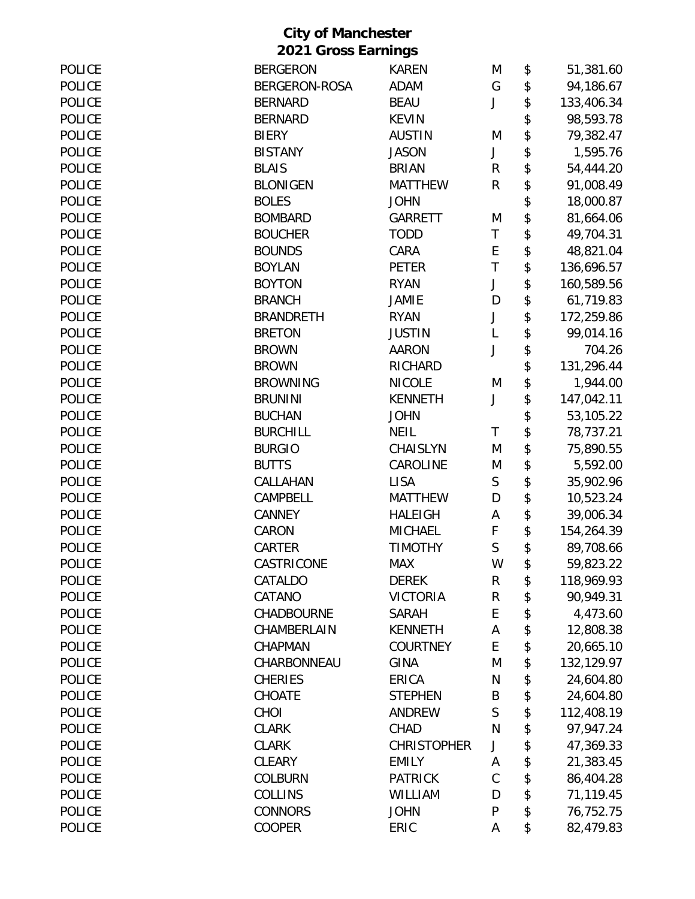**City of Manchester**
**2021 Gross Earnings**

| | | | | | |
|---|---|---|---|---|---|
| POLICE | BERGERON | KAREN | M | $ | 51,381.60 |
| POLICE | BERGERON-ROSA | ADAM | G | $ | 94,186.67 |
| POLICE | BERNARD | BEAU | J | $ | 133,406.34 |
| POLICE | BERNARD | KEVIN | | $ | 98,593.78 |
| POLICE | BIERY | AUSTIN | M | $ | 79,382.47 |
| POLICE | BISTANY | JASON | J | $ | 1,595.76 |
| POLICE | BLAIS | BRIAN | R | $ | 54,444.20 |
| POLICE | BLONIGEN | MATTHEW | R | $ | 91,008.49 |
| POLICE | BOLES | JOHN | | $ | 18,000.87 |
| POLICE | BOMBARD | GARRETT | M | $ | 81,664.06 |
| POLICE | BOUCHER | TODD | T | $ | 49,704.31 |
| POLICE | BOUNDS | CARA | E | $ | 48,821.04 |
| POLICE | BOYLAN | PETER | T | $ | 136,696.57 |
| POLICE | BOYTON | RYAN | J | $ | 160,589.56 |
| POLICE | BRANCH | JAMIE | D | $ | 61,719.83 |
| POLICE | BRANDRETH | RYAN | J | $ | 172,259.86 |
| POLICE | BRETON | JUSTIN | L | $ | 99,014.16 |
| POLICE | BROWN | AARON | J | $ | 704.26 |
| POLICE | BROWN | RICHARD | | $ | 131,296.44 |
| POLICE | BROWNING | NICOLE | M | $ | 1,944.00 |
| POLICE | BRUNINI | KENNETH | J | $ | 147,042.11 |
| POLICE | BUCHAN | JOHN | | $ | 53,105.22 |
| POLICE | BURCHILL | NEIL | T | $ | 78,737.21 |
| POLICE | BURGIO | CHAISLYN | M | $ | 75,890.55 |
| POLICE | BUTTS | CAROLINE | M | $ | 5,592.00 |
| POLICE | CALLAHAN | LISA | S | $ | 35,902.96 |
| POLICE | CAMPBELL | MATTHEW | D | $ | 10,523.24 |
| POLICE | CANNEY | HALEIGH | A | $ | 39,006.34 |
| POLICE | CARON | MICHAEL | F | $ | 154,264.39 |
| POLICE | CARTER | TIMOTHY | S | $ | 89,708.66 |
| POLICE | CASTRICONE | MAX | W | $ | 59,823.22 |
| POLICE | CATALDO | DEREK | R | $ | 118,969.93 |
| POLICE | CATANO | VICTORIA | R | $ | 90,949.31 |
| POLICE | CHADBOURNE | SARAH | E | $ | 4,473.60 |
| POLICE | CHAMBERLAIN | KENNETH | A | $ | 12,808.38 |
| POLICE | CHAPMAN | COURTNEY | E | $ | 20,665.10 |
| POLICE | CHARBONNEAU | GINA | M | $ | 132,129.97 |
| POLICE | CHERIES | ERICA | N | $ | 24,604.80 |
| POLICE | CHOATE | STEPHEN | B | $ | 24,604.80 |
| POLICE | CHOI | ANDREW | S | $ | 112,408.19 |
| POLICE | CLARK | CHAD | N | $ | 97,947.24 |
| POLICE | CLARK | CHRISTOPHER | J | $ | 47,369.33 |
| POLICE | CLEARY | EMILY | A | $ | 21,383.45 |
| POLICE | COLBURN | PATRICK | C | $ | 86,404.28 |
| POLICE | COLLINS | WILLIAM | D | $ | 71,119.45 |
| POLICE | CONNORS | JOHN | P | $ | 76,752.75 |
| POLICE | COOPER | ERIC | A | $ | 82,479.83 |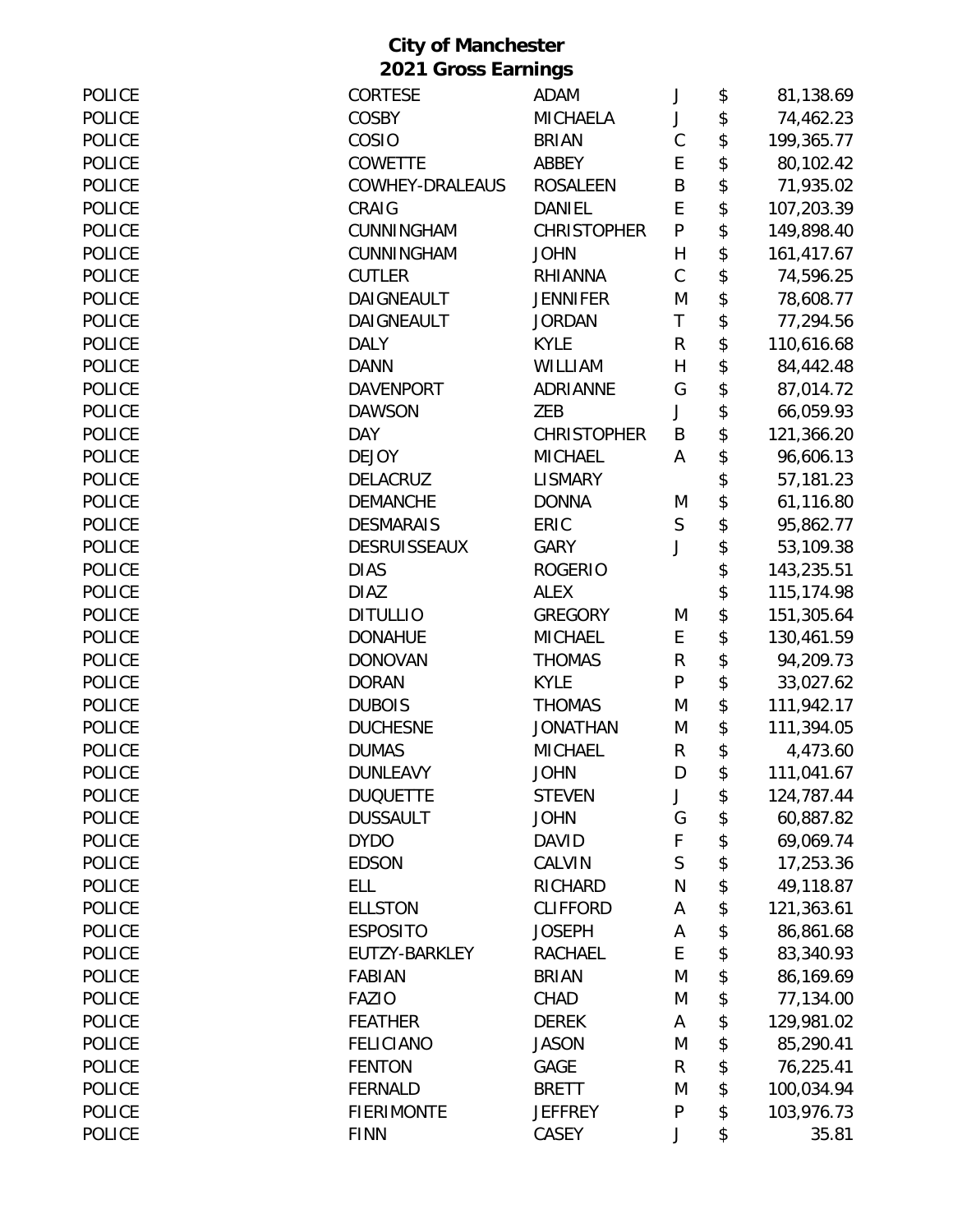# City of Manchester
## 2021 Gross Earnings

| | | | | | |
|---|---|---|---|---|---|
| POLICE | CORTESE | ADAM | J | $ | 81,138.69 |
| POLICE | COSBY | MICHAELA | J | $ | 74,462.23 |
| POLICE | COSIO | BRIAN | C | $ | 199,365.77 |
| POLICE | COWETTE | ABBEY | E | $ | 80,102.42 |
| POLICE | COWHEY-DRALEAUS | ROSALEEN | B | $ | 71,935.02 |
| POLICE | CRAIG | DANIEL | E | $ | 107,203.39 |
| POLICE | CUNNINGHAM | CHRISTOPHER | P | $ | 149,898.40 |
| POLICE | CUNNINGHAM | JOHN | H | $ | 161,417.67 |
| POLICE | CUTLER | RHIANNA | C | $ | 74,596.25 |
| POLICE | DAIGNEAULT | JENNIFER | M | $ | 78,608.77 |
| POLICE | DAIGNEAULT | JORDAN | T | $ | 77,294.56 |
| POLICE | DALY | KYLE | R | $ | 110,616.68 |
| POLICE | DANN | WILLIAM | H | $ | 84,442.48 |
| POLICE | DAVENPORT | ADRIANNE | G | $ | 87,014.72 |
| POLICE | DAWSON | ZEB | J | $ | 66,059.93 |
| POLICE | DAY | CHRISTOPHER | B | $ | 121,366.20 |
| POLICE | DEJOY | MICHAEL | A | $ | 96,606.13 |
| POLICE | DELACRUZ | LISMARY | | $ | 57,181.23 |
| POLICE | DEMANCHE | DONNA | M | $ | 61,116.80 |
| POLICE | DESMARAIS | ERIC | S | $ | 95,862.77 |
| POLICE | DESRUISSEAUX | GARY | J | $ | 53,109.38 |
| POLICE | DIAS | ROGERIO | | $ | 143,235.51 |
| POLICE | DIAZ | ALEX | | $ | 115,174.98 |
| POLICE | DITULLIO | GREGORY | M | $ | 151,305.64 |
| POLICE | DONAHUE | MICHAEL | E | $ | 130,461.59 |
| POLICE | DONOVAN | THOMAS | R | $ | 94,209.73 |
| POLICE | DORAN | KYLE | P | $ | 33,027.62 |
| POLICE | DUBOIS | THOMAS | M | $ | 111,942.17 |
| POLICE | DUCHESNE | JONATHAN | M | $ | 111,394.05 |
| POLICE | DUMAS | MICHAEL | R | $ | 4,473.60 |
| POLICE | DUNLEAVY | JOHN | D | $ | 111,041.67 |
| POLICE | DUQUETTE | STEVEN | J | $ | 124,787.44 |
| POLICE | DUSSAULT | JOHN | G | $ | 60,887.82 |
| POLICE | DYDO | DAVID | F | $ | 69,069.74 |
| POLICE | EDSON | CALVIN | S | $ | 17,253.36 |
| POLICE | ELL | RICHARD | N | $ | 49,118.87 |
| POLICE | ELLSTON | CLIFFORD | A | $ | 121,363.61 |
| POLICE | ESPOSITO | JOSEPH | A | $ | 86,861.68 |
| POLICE | EUTZY-BARKLEY | RACHAEL | E | $ | 83,340.93 |
| POLICE | FABIAN | BRIAN | M | $ | 86,169.69 |
| POLICE | FAZIO | CHAD | M | $ | 77,134.00 |
| POLICE | FEATHER | DEREK | A | $ | 129,981.02 |
| POLICE | FELICIANO | JASON | M | $ | 85,290.41 |
| POLICE | FENTON | GAGE | R | $ | 76,225.41 |
| POLICE | FERNALD | BRETT | M | $ | 100,034.94 |
| POLICE | FIERIMONTE | JEFFREY | P | $ | 103,976.73 |
| POLICE | FINN | CASEY | J | $ | 35.81 |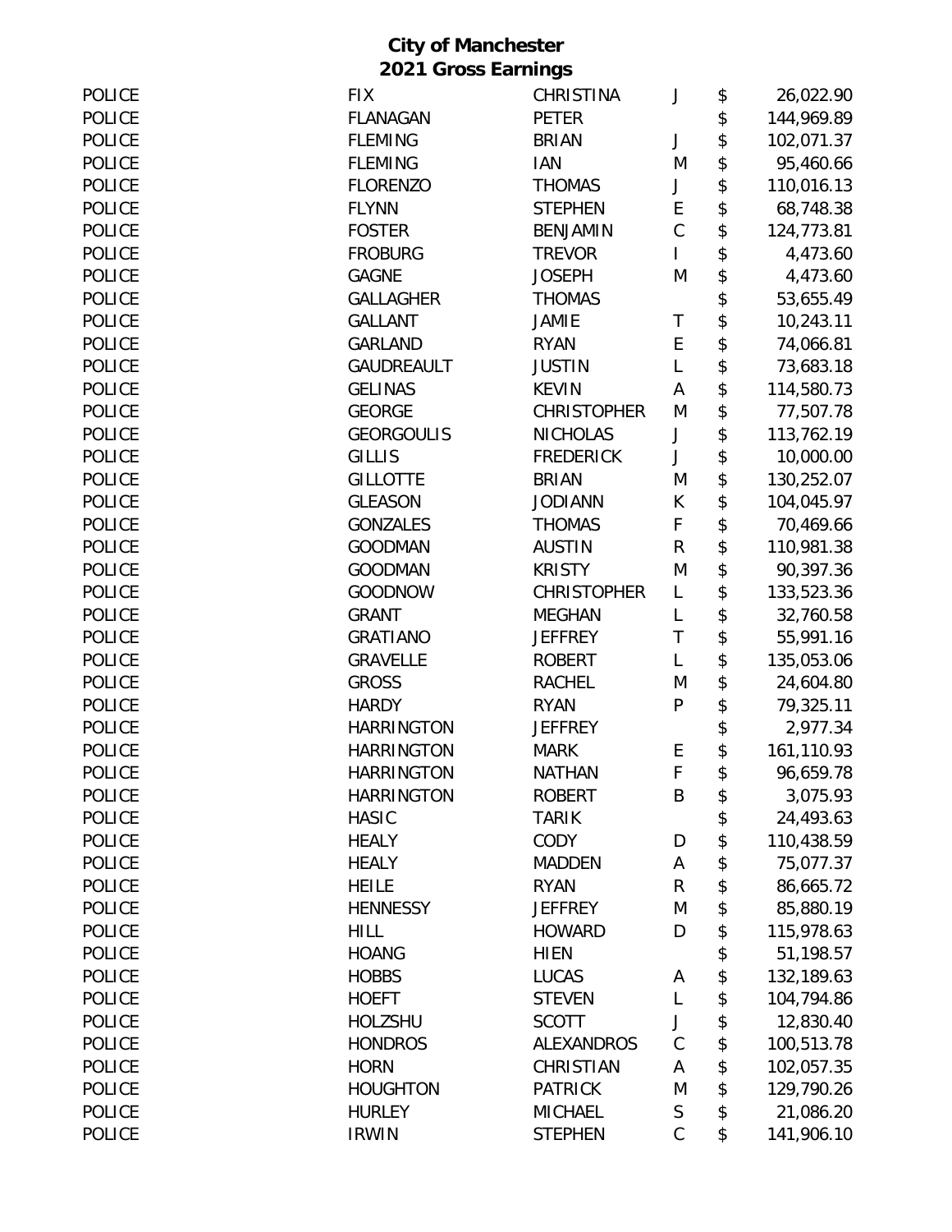**City of Manchester**
**2021 Gross Earnings**

| | | | | | |
|---|---|---|---|---|---|
| POLICE | FIX | CHRISTINA | J | $ | 26,022.90 |
| POLICE | FLANAGAN | PETER | | $ | 144,969.89 |
| POLICE | FLEMING | BRIAN | J | $ | 102,071.37 |
| POLICE | FLEMING | IAN | M | $ | 95,460.66 |
| POLICE | FLORENZO | THOMAS | J | $ | 110,016.13 |
| POLICE | FLYNN | STEPHEN | E | $ | 68,748.38 |
| POLICE | FOSTER | BENJAMIN | C | $ | 124,773.81 |
| POLICE | FROBURG | TREVOR | I | $ | 4,473.60 |
| POLICE | GAGNE | JOSEPH | M | $ | 4,473.60 |
| POLICE | GALLAGHER | THOMAS | | $ | 53,655.49 |
| POLICE | GALLANT | JAMIE | T | $ | 10,243.11 |
| POLICE | GARLAND | RYAN | E | $ | 74,066.81 |
| POLICE | GAUDREAULT | JUSTIN | L | $ | 73,683.18 |
| POLICE | GELINAS | KEVIN | A | $ | 114,580.73 |
| POLICE | GEORGE | CHRISTOPHER | M | $ | 77,507.78 |
| POLICE | GEORGOULIS | NICHOLAS | J | $ | 113,762.19 |
| POLICE | GILLIS | FREDERICK | J | $ | 10,000.00 |
| POLICE | GILLOTTE | BRIAN | M | $ | 130,252.07 |
| POLICE | GLEASON | JODIANN | K | $ | 104,045.97 |
| POLICE | GONZALES | THOMAS | F | $ | 70,469.66 |
| POLICE | GOODMAN | AUSTIN | R | $ | 110,981.38 |
| POLICE | GOODMAN | KRISTY | M | $ | 90,397.36 |
| POLICE | GOODNOW | CHRISTOPHER | L | $ | 133,523.36 |
| POLICE | GRANT | MEGHAN | L | $ | 32,760.58 |
| POLICE | GRATIANO | JEFFREY | T | $ | 55,991.16 |
| POLICE | GRAVELLE | ROBERT | L | $ | 135,053.06 |
| POLICE | GROSS | RACHEL | M | $ | 24,604.80 |
| POLICE | HARDY | RYAN | P | $ | 79,325.11 |
| POLICE | HARRINGTON | JEFFREY | | $ | 2,977.34 |
| POLICE | HARRINGTON | MARK | E | $ | 161,110.93 |
| POLICE | HARRINGTON | NATHAN | F | $ | 96,659.78 |
| POLICE | HARRINGTON | ROBERT | B | $ | 3,075.93 |
| POLICE | HASIC | TARIK | | $ | 24,493.63 |
| POLICE | HEALY | CODY | D | $ | 110,438.59 |
| POLICE | HEALY | MADDEN | A | $ | 75,077.37 |
| POLICE | HEILE | RYAN | R | $ | 86,665.72 |
| POLICE | HENNESSY | JEFFREY | M | $ | 85,880.19 |
| POLICE | HILL | HOWARD | D | $ | 115,978.63 |
| POLICE | HOANG | HIEN | | $ | 51,198.57 |
| POLICE | HOBBS | LUCAS | A | $ | 132,189.63 |
| POLICE | HOEFT | STEVEN | L | $ | 104,794.86 |
| POLICE | HOLZSHU | SCOTT | J | $ | 12,830.40 |
| POLICE | HONDROS | ALEXANDROS | C | $ | 100,513.78 |
| POLICE | HORN | CHRISTIAN | A | $ | 102,057.35 |
| POLICE | HOUGHTON | PATRICK | M | $ | 129,790.26 |
| POLICE | HURLEY | MICHAEL | S | $ | 21,086.20 |
| POLICE | IRWIN | STEPHEN | C | $ | 141,906.10 |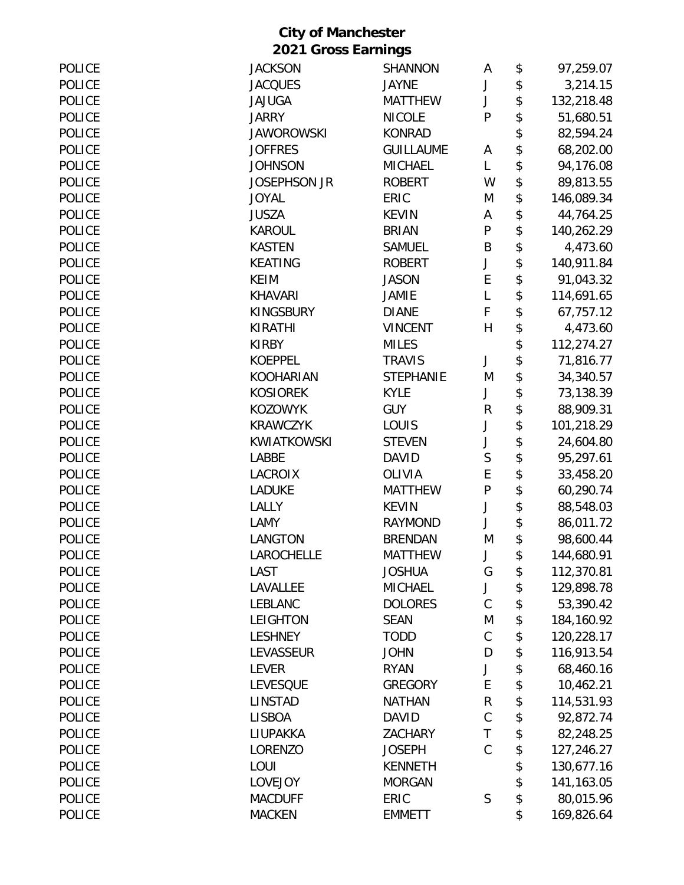# City of Manchester
## 2021 Gross Earnings

| Department | Last Name | First Name | MI | | Amount |
|---|---|---|---|---|---|
| POLICE | JACKSON | SHANNON | A | $ | 97,259.07 |
| POLICE | JACQUES | JAYNE | J | $ | 3,214.15 |
| POLICE | JAJUGA | MATTHEW | J | $ | 132,218.48 |
| POLICE | JARRY | NICOLE | P | $ | 51,680.51 |
| POLICE | JAWOROWSKI | KONRAD | | $ | 82,594.24 |
| POLICE | JOFFRES | GUILLAUME | A | $ | 68,202.00 |
| POLICE | JOHNSON | MICHAEL | L | $ | 94,176.08 |
| POLICE | JOSEPHSON JR | ROBERT | W | $ | 89,813.55 |
| POLICE | JOYAL | ERIC | M | $ | 146,089.34 |
| POLICE | JUSZA | KEVIN | A | $ | 44,764.25 |
| POLICE | KAROUL | BRIAN | P | $ | 140,262.29 |
| POLICE | KASTEN | SAMUEL | B | $ | 4,473.60 |
| POLICE | KEATING | ROBERT | J | $ | 140,911.84 |
| POLICE | KEIM | JASON | E | $ | 91,043.32 |
| POLICE | KHAVARI | JAMIE | L | $ | 114,691.65 |
| POLICE | KINGSBURY | DIANE | F | $ | 67,757.12 |
| POLICE | KIRATHI | VINCENT | H | $ | 4,473.60 |
| POLICE | KIRBY | MILES | | $ | 112,274.27 |
| POLICE | KOEPPEL | TRAVIS | J | $ | 71,816.77 |
| POLICE | KOOHARIAN | STEPHANIE | M | $ | 34,340.57 |
| POLICE | KOSIOREK | KYLE | J | $ | 73,138.39 |
| POLICE | KOZOWYK | GUY | R | $ | 88,909.31 |
| POLICE | KRAWCZYK | LOUIS | J | $ | 101,218.29 |
| POLICE | KWIATKOWSKI | STEVEN | J | $ | 24,604.80 |
| POLICE | LABBE | DAVID | S | $ | 95,297.61 |
| POLICE | LACROIX | OLIVIA | E | $ | 33,458.20 |
| POLICE | LADUKE | MATTHEW | P | $ | 60,290.74 |
| POLICE | LALLY | KEVIN | J | $ | 88,548.03 |
| POLICE | LAMY | RAYMOND | J | $ | 86,011.72 |
| POLICE | LANGTON | BRENDAN | M | $ | 98,600.44 |
| POLICE | LAROCHELLE | MATTHEW | J | $ | 144,680.91 |
| POLICE | LAST | JOSHUA | G | $ | 112,370.81 |
| POLICE | LAVALLEE | MICHAEL | J | $ | 129,898.78 |
| POLICE | LEBLANC | DOLORES | C | $ | 53,390.42 |
| POLICE | LEIGHTON | SEAN | M | $ | 184,160.92 |
| POLICE | LESHNEY | TODD | C | $ | 120,228.17 |
| POLICE | LEVASSEUR | JOHN | D | $ | 116,913.54 |
| POLICE | LEVER | RYAN | J | $ | 68,460.16 |
| POLICE | LEVESQUE | GREGORY | E | $ | 10,462.21 |
| POLICE | LINSTAD | NATHAN | R | $ | 114,531.93 |
| POLICE | LISBOA | DAVID | C | $ | 92,872.74 |
| POLICE | LIUPAKKA | ZACHARY | T | $ | 82,248.25 |
| POLICE | LORENZO | JOSEPH | C | $ | 127,246.27 |
| POLICE | LOUI | KENNETH | | $ | 130,677.16 |
| POLICE | LOVEJOY | MORGAN | | $ | 141,163.05 |
| POLICE | MACDUFF | ERIC | S | $ | 80,015.96 |
| POLICE | MACKEN | EMMETT | | $ | 169,826.64 |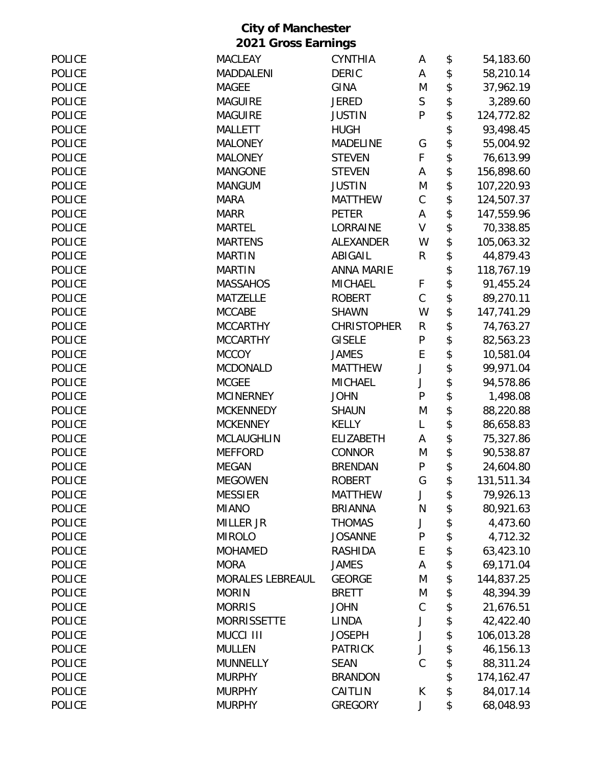# City of Manchester
## 2021 Gross Earnings

| Department | Last Name | First Name | MI | | Gross Earnings |
|---|---|---|---|---|---|
| POLICE | MACLEAY | CYNTHIA | A | $ | 54,183.60 |
| POLICE | MADDALENI | DERIC | A | $ | 58,210.14 |
| POLICE | MAGEE | GINA | M | $ | 37,962.19 |
| POLICE | MAGUIRE | JERED | S | $ | 3,289.60 |
| POLICE | MAGUIRE | JUSTIN | P | $ | 124,772.82 |
| POLICE | MALLETT | HUGH | | $ | 93,498.45 |
| POLICE | MALONEY | MADELINE | G | $ | 55,004.92 |
| POLICE | MALONEY | STEVEN | F | $ | 76,613.99 |
| POLICE | MANGONE | STEVEN | A | $ | 156,898.60 |
| POLICE | MANGUM | JUSTIN | M | $ | 107,220.93 |
| POLICE | MARA | MATTHEW | C | $ | 124,507.37 |
| POLICE | MARR | PETER | A | $ | 147,559.96 |
| POLICE | MARTEL | LORRAINE | V | $ | 70,338.85 |
| POLICE | MARTENS | ALEXANDER | W | $ | 105,063.32 |
| POLICE | MARTIN | ABIGAIL | R | $ | 44,879.43 |
| POLICE | MARTIN | ANNA MARIE | | $ | 118,767.19 |
| POLICE | MASSAHOS | MICHAEL | F | $ | 91,455.24 |
| POLICE | MATZELLE | ROBERT | C | $ | 89,270.11 |
| POLICE | MCCABE | SHAWN | W | $ | 147,741.29 |
| POLICE | MCCARTHY | CHRISTOPHER | R | $ | 74,763.27 |
| POLICE | MCCARTHY | GISELE | P | $ | 82,563.23 |
| POLICE | MCCOY | JAMES | E | $ | 10,581.04 |
| POLICE | MCDONALD | MATTHEW | J | $ | 99,971.04 |
| POLICE | MCGEE | MICHAEL | J | $ | 94,578.86 |
| POLICE | MCINERNEY | JOHN | P | $ | 1,498.08 |
| POLICE | MCKENNEDY | SHAUN | M | $ | 88,220.88 |
| POLICE | MCKENNEY | KELLY | L | $ | 86,658.83 |
| POLICE | MCLAUGHLIN | ELIZABETH | A | $ | 75,327.86 |
| POLICE | MEFFORD | CONNOR | M | $ | 90,538.87 |
| POLICE | MEGAN | BRENDAN | P | $ | 24,604.80 |
| POLICE | MEGOWEN | ROBERT | G | $ | 131,511.34 |
| POLICE | MESSIER | MATTHEW | J | $ | 79,926.13 |
| POLICE | MIANO | BRIANNA | N | $ | 80,921.63 |
| POLICE | MILLER JR | THOMAS | J | $ | 4,473.60 |
| POLICE | MIROLO | JOSANNE | P | $ | 4,712.32 |
| POLICE | MOHAMED | RASHIDA | E | $ | 63,423.10 |
| POLICE | MORA | JAMES | A | $ | 69,171.04 |
| POLICE | MORALES LEBREAUL | GEORGE | M | $ | 144,837.25 |
| POLICE | MORIN | BRETT | M | $ | 48,394.39 |
| POLICE | MORRIS | JOHN | C | $ | 21,676.51 |
| POLICE | MORRISSETTE | LINDA | J | $ | 42,422.40 |
| POLICE | MUCCI III | JOSEPH | J | $ | 106,013.28 |
| POLICE | MULLEN | PATRICK | J | $ | 46,156.13 |
| POLICE | MUNNELLY | SEAN | C | $ | 88,311.24 |
| POLICE | MURPHY | BRANDON | | $ | 174,162.47 |
| POLICE | MURPHY | CAITLIN | K | $ | 84,017.14 |
| POLICE | MURPHY | GREGORY | J | $ | 68,048.93 |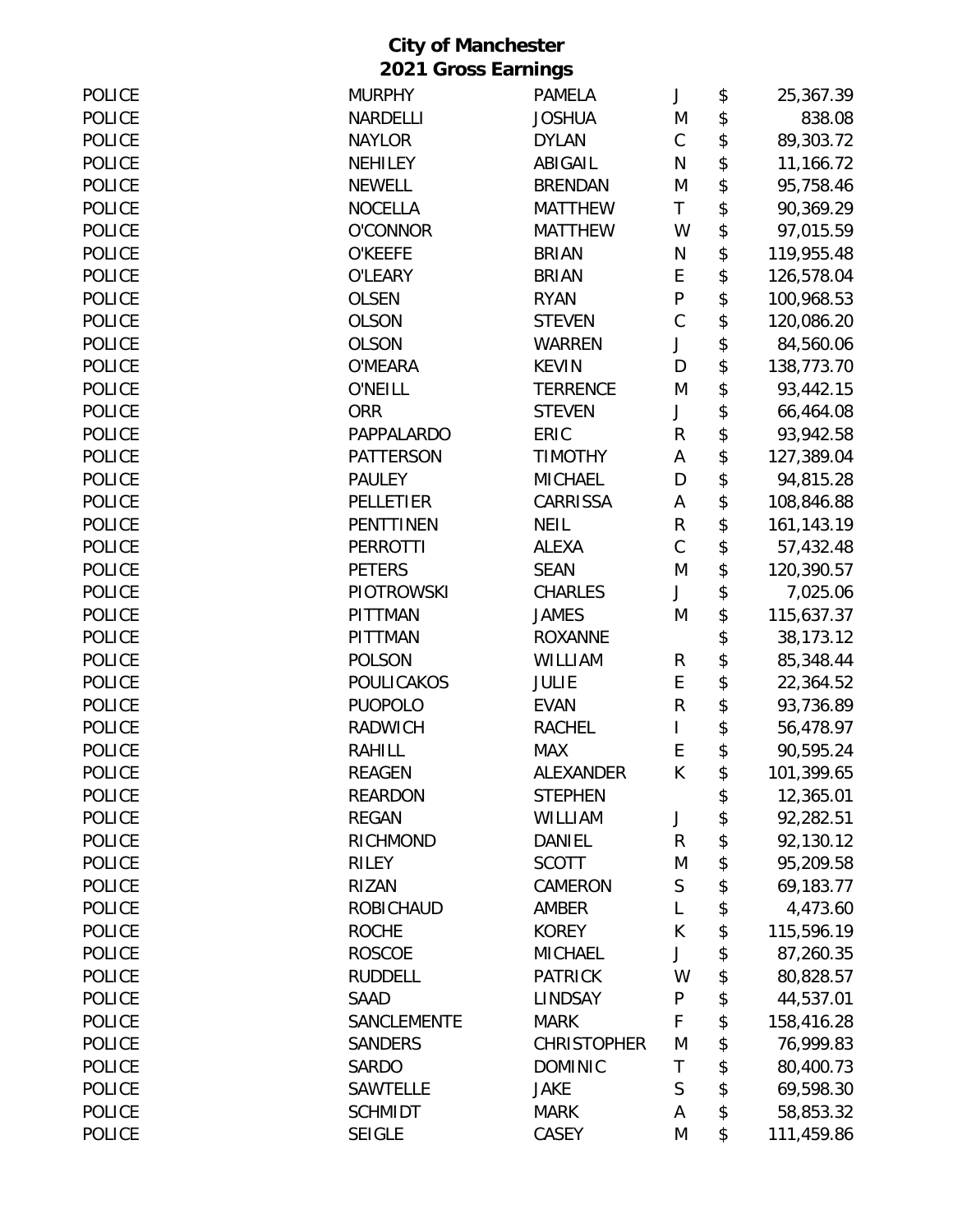**City of Manchester**
**2021 Gross Earnings**

| | | | | | |
|---|---|---|---|---|---|
| POLICE | MURPHY | PAMELA | J | $ | 25,367.39 |
| POLICE | NARDELLI | JOSHUA | M | $ | 838.08 |
| POLICE | NAYLOR | DYLAN | C | $ | 89,303.72 |
| POLICE | NEHILEY | ABIGAIL | N | $ | 11,166.72 |
| POLICE | NEWELL | BRENDAN | M | $ | 95,758.46 |
| POLICE | NOCELLA | MATTHEW | T | $ | 90,369.29 |
| POLICE | O'CONNOR | MATTHEW | W | $ | 97,015.59 |
| POLICE | O'KEEFE | BRIAN | N | $ | 119,955.48 |
| POLICE | O'LEARY | BRIAN | E | $ | 126,578.04 |
| POLICE | OLSEN | RYAN | P | $ | 100,968.53 |
| POLICE | OLSON | STEVEN | C | $ | 120,086.20 |
| POLICE | OLSON | WARREN | J | $ | 84,560.06 |
| POLICE | O'MEARA | KEVIN | D | $ | 138,773.70 |
| POLICE | O'NEILL | TERRENCE | M | $ | 93,442.15 |
| POLICE | ORR | STEVEN | J | $ | 66,464.08 |
| POLICE | PAPPALARDO | ERIC | R | $ | 93,942.58 |
| POLICE | PATTERSON | TIMOTHY | A | $ | 127,389.04 |
| POLICE | PAULEY | MICHAEL | D | $ | 94,815.28 |
| POLICE | PELLETIER | CARRISSA | A | $ | 108,846.88 |
| POLICE | PENTTINEN | NEIL | R | $ | 161,143.19 |
| POLICE | PERROTTI | ALEXA | C | $ | 57,432.48 |
| POLICE | PETERS | SEAN | M | $ | 120,390.57 |
| POLICE | PIOTROWSKI | CHARLES | J | $ | 7,025.06 |
| POLICE | PITTMAN | JAMES | M | $ | 115,637.37 |
| POLICE | PITTMAN | ROXANNE | | $ | 38,173.12 |
| POLICE | POLSON | WILLIAM | R | $ | 85,348.44 |
| POLICE | POULICAKOS | JULIE | E | $ | 22,364.52 |
| POLICE | PUOPOLO | EVAN | R | $ | 93,736.89 |
| POLICE | RADWICH | RACHEL | I | $ | 56,478.97 |
| POLICE | RAHILL | MAX | E | $ | 90,595.24 |
| POLICE | REAGEN | ALEXANDER | K | $ | 101,399.65 |
| POLICE | REARDON | STEPHEN | | $ | 12,365.01 |
| POLICE | REGAN | WILLIAM | J | $ | 92,282.51 |
| POLICE | RICHMOND | DANIEL | R | $ | 92,130.12 |
| POLICE | RILEY | SCOTT | M | $ | 95,209.58 |
| POLICE | RIZAN | CAMERON | S | $ | 69,183.77 |
| POLICE | ROBICHAUD | AMBER | L | $ | 4,473.60 |
| POLICE | ROCHE | KOREY | K | $ | 115,596.19 |
| POLICE | ROSCOE | MICHAEL | J | $ | 87,260.35 |
| POLICE | RUDDELL | PATRICK | W | $ | 80,828.57 |
| POLICE | SAAD | LINDSAY | P | $ | 44,537.01 |
| POLICE | SANCLEMENTE | MARK | F | $ | 158,416.28 |
| POLICE | SANDERS | CHRISTOPHER | M | $ | 76,999.83 |
| POLICE | SARDO | DOMINIC | T | $ | 80,400.73 |
| POLICE | SAWTELLE | JAKE | S | $ | 69,598.30 |
| POLICE | SCHMIDT | MARK | A | $ | 58,853.32 |
| POLICE | SEIGLE | CASEY | M | $ | 111,459.86 |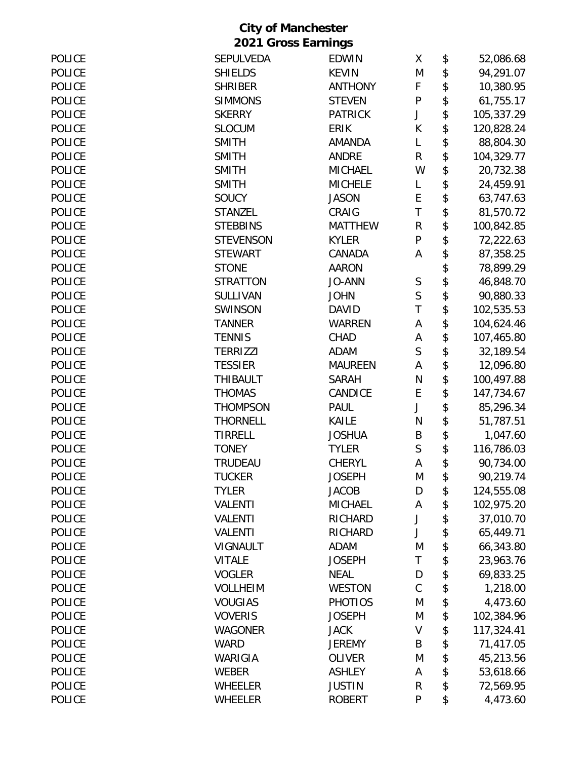**City of Manchester**
**2021 Gross Earnings**

| | | | | | |
|---|---|---|---|---|---|
| POLICE | SEPULVEDA | EDWIN | X | $ | 52,086.68 |
| POLICE | SHIELDS | KEVIN | M | $ | 94,291.07 |
| POLICE | SHRIBER | ANTHONY | F | $ | 10,380.95 |
| POLICE | SIMMONS | STEVEN | P | $ | 61,755.17 |
| POLICE | SKERRY | PATRICK | J | $ | 105,337.29 |
| POLICE | SLOCUM | ERIK | K | $ | 120,828.24 |
| POLICE | SMITH | AMANDA | L | $ | 88,804.30 |
| POLICE | SMITH | ANDRE | R | $ | 104,329.77 |
| POLICE | SMITH | MICHAEL | W | $ | 20,732.38 |
| POLICE | SMITH | MICHELE | L | $ | 24,459.91 |
| POLICE | SOUCY | JASON | E | $ | 63,747.63 |
| POLICE | STANZEL | CRAIG | T | $ | 81,570.72 |
| POLICE | STEBBINS | MATTHEW | R | $ | 100,842.85 |
| POLICE | STEVENSON | KYLER | P | $ | 72,222.63 |
| POLICE | STEWART | CANADA | A | $ | 87,358.25 |
| POLICE | STONE | AARON | | $ | 78,899.29 |
| POLICE | STRATTON | JO-ANN | S | $ | 46,848.70 |
| POLICE | SULLIVAN | JOHN | S | $ | 90,880.33 |
| POLICE | SWINSON | DAVID | T | $ | 102,535.53 |
| POLICE | TANNER | WARREN | A | $ | 104,624.46 |
| POLICE | TENNIS | CHAD | A | $ | 107,465.80 |
| POLICE | TERRIZZI | ADAM | S | $ | 32,189.54 |
| POLICE | TESSIER | MAUREEN | A | $ | 12,096.80 |
| POLICE | THIBAULT | SARAH | N | $ | 100,497.88 |
| POLICE | THOMAS | CANDICE | E | $ | 147,734.67 |
| POLICE | THOMPSON | PAUL | J | $ | 85,296.34 |
| POLICE | THORNELL | KAILE | N | $ | 51,787.51 |
| POLICE | TIRRELL | JOSHUA | B | $ | 1,047.60 |
| POLICE | TONEY | TYLER | S | $ | 116,786.03 |
| POLICE | TRUDEAU | CHERYL | A | $ | 90,734.00 |
| POLICE | TUCKER | JOSEPH | M | $ | 90,219.74 |
| POLICE | TYLER | JACOB | D | $ | 124,555.08 |
| POLICE | VALENTI | MICHAEL | A | $ | 102,975.20 |
| POLICE | VALENTI | RICHARD | J | $ | 37,010.70 |
| POLICE | VALENTI | RICHARD | J | $ | 65,449.71 |
| POLICE | VIGNAULT | ADAM | M | $ | 66,343.80 |
| POLICE | VITALE | JOSEPH | T | $ | 23,963.76 |
| POLICE | VOGLER | NEAL | D | $ | 69,833.25 |
| POLICE | VOLLHEIM | WESTON | C | $ | 1,218.00 |
| POLICE | VOUGIAS | PHOTIOS | M | $ | 4,473.60 |
| POLICE | VOVERIS | JOSEPH | M | $ | 102,384.96 |
| POLICE | WAGONER | JACK | V | $ | 117,324.41 |
| POLICE | WARD | JEREMY | B | $ | 71,417.05 |
| POLICE | WARIGIA | OLIVER | M | $ | 45,213.56 |
| POLICE | WEBER | ASHLEY | A | $ | 53,618.66 |
| POLICE | WHEELER | JUSTIN | R | $ | 72,569.95 |
| POLICE | WHEELER | ROBERT | P | $ | 4,473.60 |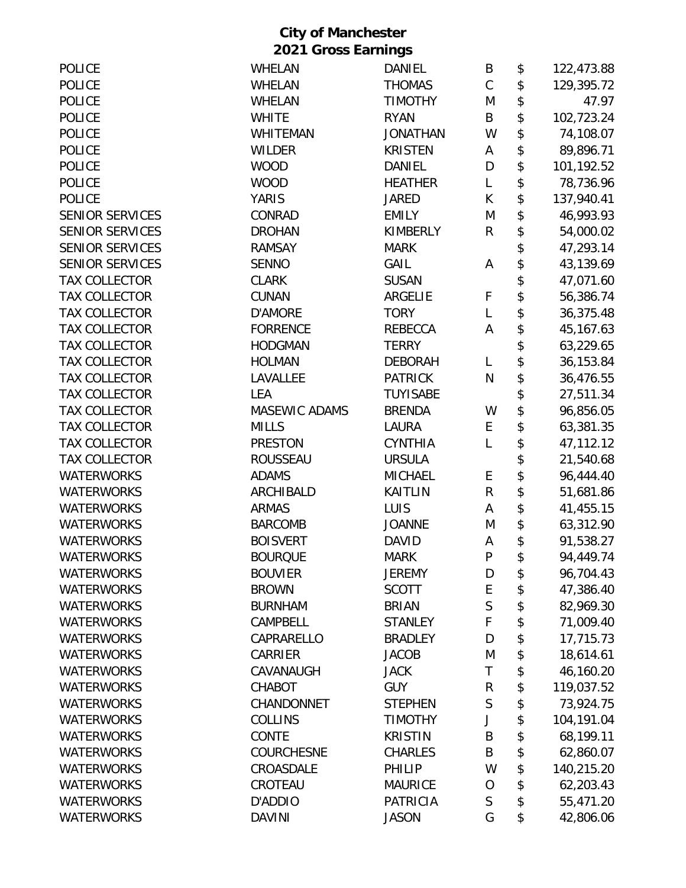## City of Manchester
## 2021 Gross Earnings

| Department | Last Name | First Name | MI | | Amount |
|---|---|---|---|---|---|
| POLICE | WHELAN | DANIEL | B | $ | 122,473.88 |
| POLICE | WHELAN | THOMAS | C | $ | 129,395.72 |
| POLICE | WHELAN | TIMOTHY | M | $ | 47.97 |
| POLICE | WHITE | RYAN | B | $ | 102,723.24 |
| POLICE | WHITEMAN | JONATHAN | W | $ | 74,108.07 |
| POLICE | WILDER | KRISTEN | A | $ | 89,896.71 |
| POLICE | WOOD | DANIEL | D | $ | 101,192.52 |
| POLICE | WOOD | HEATHER | L | $ | 78,736.96 |
| POLICE | YARIS | JARED | K | $ | 137,940.41 |
| SENIOR SERVICES | CONRAD | EMILY | M | $ | 46,993.93 |
| SENIOR SERVICES | DROHAN | KIMBERLY | R | $ | 54,000.02 |
| SENIOR SERVICES | RAMSAY | MARK | | $ | 47,293.14 |
| SENIOR SERVICES | SENNO | GAIL | A | $ | 43,139.69 |
| TAX COLLECTOR | CLARK | SUSAN | | $ | 47,071.60 |
| TAX COLLECTOR | CUNAN | ARGELIE | F | $ | 56,386.74 |
| TAX COLLECTOR | D'AMORE | TORY | L | $ | 36,375.48 |
| TAX COLLECTOR | FORRENCE | REBECCA | A | $ | 45,167.63 |
| TAX COLLECTOR | HODGMAN | TERRY | | $ | 63,229.65 |
| TAX COLLECTOR | HOLMAN | DEBORAH | L | $ | 36,153.84 |
| TAX COLLECTOR | LAVALLEE | PATRICK | N | $ | 36,476.55 |
| TAX COLLECTOR | LEA | TUYISABE | | $ | 27,511.34 |
| TAX COLLECTOR | MASEWIC ADAMS | BRENDA | W | $ | 96,856.05 |
| TAX COLLECTOR | MILLS | LAURA | E | $ | 63,381.35 |
| TAX COLLECTOR | PRESTON | CYNTHIA | L | $ | 47,112.12 |
| TAX COLLECTOR | ROUSSEAU | URSULA | | $ | 21,540.68 |
| WATERWORKS | ADAMS | MICHAEL | E | $ | 96,444.40 |
| WATERWORKS | ARCHIBALD | KAITLIN | R | $ | 51,681.86 |
| WATERWORKS | ARMAS | LUIS | A | $ | 41,455.15 |
| WATERWORKS | BARCOMB | JOANNE | M | $ | 63,312.90 |
| WATERWORKS | BOISVERT | DAVID | A | $ | 91,538.27 |
| WATERWORKS | BOURQUE | MARK | P | $ | 94,449.74 |
| WATERWORKS | BOUVIER | JEREMY | D | $ | 96,704.43 |
| WATERWORKS | BROWN | SCOTT | E | $ | 47,386.40 |
| WATERWORKS | BURNHAM | BRIAN | S | $ | 82,969.30 |
| WATERWORKS | CAMPBELL | STANLEY | F | $ | 71,009.40 |
| WATERWORKS | CAPRARELLO | BRADLEY | D | $ | 17,715.73 |
| WATERWORKS | CARRIER | JACOB | M | $ | 18,614.61 |
| WATERWORKS | CAVANAUGH | JACK | T | $ | 46,160.20 |
| WATERWORKS | CHABOT | GUY | R | $ | 119,037.52 |
| WATERWORKS | CHANDONNET | STEPHEN | S | $ | 73,924.75 |
| WATERWORKS | COLLINS | TIMOTHY | J | $ | 104,191.04 |
| WATERWORKS | CONTE | KRISTIN | B | $ | 68,199.11 |
| WATERWORKS | COURCHESNE | CHARLES | B | $ | 62,860.07 |
| WATERWORKS | CROASDALE | PHILIP | W | $ | 140,215.20 |
| WATERWORKS | CROTEAU | MAURICE | O | $ | 62,203.43 |
| WATERWORKS | D'ADDIO | PATRICIA | S | $ | 55,471.20 |
| WATERWORKS | DAVINI | JASON | G | $ | 42,806.06 |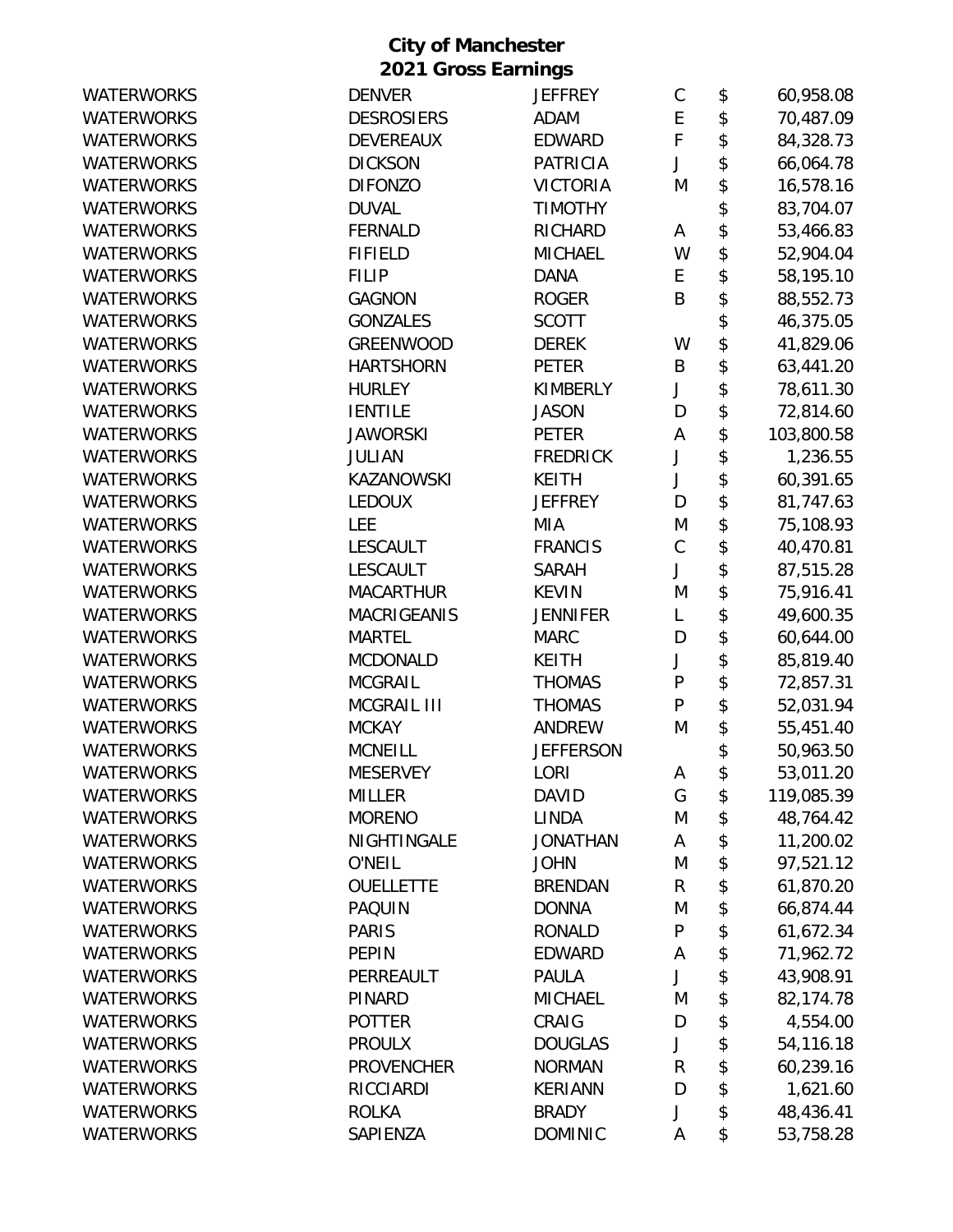**City of Manchester**
**2021 Gross Earnings**

| | | | | | |
|---|---|---|---|---|---|
| WATERWORKS | DENVER | JEFFREY | C | $ | 60,958.08 |
| WATERWORKS | DESROSIERS | ADAM | E | $ | 70,487.09 |
| WATERWORKS | DEVEREAUX | EDWARD | F | $ | 84,328.73 |
| WATERWORKS | DICKSON | PATRICIA | J | $ | 66,064.78 |
| WATERWORKS | DIFONZO | VICTORIA | M | $ | 16,578.16 |
| WATERWORKS | DUVAL | TIMOTHY | | $ | 83,704.07 |
| WATERWORKS | FERNALD | RICHARD | A | $ | 53,466.83 |
| WATERWORKS | FIFIELD | MICHAEL | W | $ | 52,904.04 |
| WATERWORKS | FILIP | DANA | E | $ | 58,195.10 |
| WATERWORKS | GAGNON | ROGER | B | $ | 88,552.73 |
| WATERWORKS | GONZALES | SCOTT | | $ | 46,375.05 |
| WATERWORKS | GREENWOOD | DEREK | W | $ | 41,829.06 |
| WATERWORKS | HARTSHORN | PETER | B | $ | 63,441.20 |
| WATERWORKS | HURLEY | KIMBERLY | J | $ | 78,611.30 |
| WATERWORKS | IENTILE | JASON | D | $ | 72,814.60 |
| WATERWORKS | JAWORSKI | PETER | A | $ | 103,800.58 |
| WATERWORKS | JULIAN | FREDRICK | J | $ | 1,236.55 |
| WATERWORKS | KAZANOWSKI | KEITH | J | $ | 60,391.65 |
| WATERWORKS | LEDOUX | JEFFREY | D | $ | 81,747.63 |
| WATERWORKS | LEE | MIA | M | $ | 75,108.93 |
| WATERWORKS | LESCAULT | FRANCIS | C | $ | 40,470.81 |
| WATERWORKS | LESCAULT | SARAH | J | $ | 87,515.28 |
| WATERWORKS | MACARTHUR | KEVIN | M | $ | 75,916.41 |
| WATERWORKS | MACRIGEANIS | JENNIFER | L | $ | 49,600.35 |
| WATERWORKS | MARTEL | MARC | D | $ | 60,644.00 |
| WATERWORKS | MCDONALD | KEITH | J | $ | 85,819.40 |
| WATERWORKS | MCGRAIL | THOMAS | P | $ | 72,857.31 |
| WATERWORKS | MCGRAIL III | THOMAS | P | $ | 52,031.94 |
| WATERWORKS | MCKAY | ANDREW | M | $ | 55,451.40 |
| WATERWORKS | MCNEILL | JEFFERSON | | $ | 50,963.50 |
| WATERWORKS | MESERVEY | LORI | A | $ | 53,011.20 |
| WATERWORKS | MILLER | DAVID | G | $ | 119,085.39 |
| WATERWORKS | MORENO | LINDA | M | $ | 48,764.42 |
| WATERWORKS | NIGHTINGALE | JONATHAN | A | $ | 11,200.02 |
| WATERWORKS | O'NEIL | JOHN | M | $ | 97,521.12 |
| WATERWORKS | OUELLETTE | BRENDAN | R | $ | 61,870.20 |
| WATERWORKS | PAQUIN | DONNA | M | $ | 66,874.44 |
| WATERWORKS | PARIS | RONALD | P | $ | 61,672.34 |
| WATERWORKS | PEPIN | EDWARD | A | $ | 71,962.72 |
| WATERWORKS | PERREAULT | PAULA | J | $ | 43,908.91 |
| WATERWORKS | PINARD | MICHAEL | M | $ | 82,174.78 |
| WATERWORKS | POTTER | CRAIG | D | $ | 4,554.00 |
| WATERWORKS | PROULX | DOUGLAS | J | $ | 54,116.18 |
| WATERWORKS | PROVENCHER | NORMAN | R | $ | 60,239.16 |
| WATERWORKS | RICCIARDI | KERIANN | D | $ | 1,621.60 |
| WATERWORKS | ROLKA | BRADY | J | $ | 48,436.41 |
| WATERWORKS | SAPIENZA | DOMINIC | A | $ | 53,758.28 |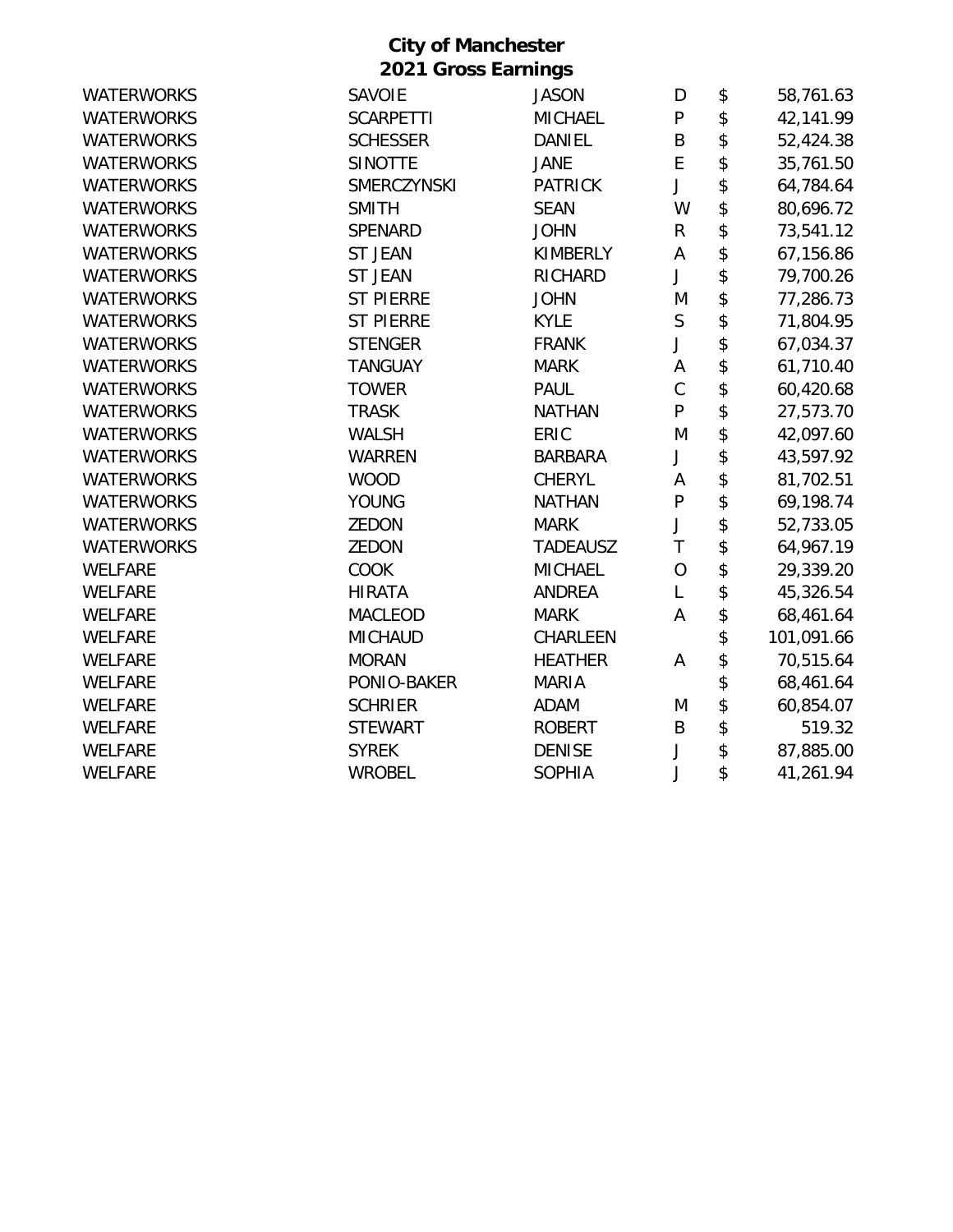**City of Manchester**
**2021 Gross Earnings**

| | | | | | |
|---|---|---|---|---|---|
| WATERWORKS | SAVOIE | JASON | D | $ | 58,761.63 |
| WATERWORKS | SCARPETTI | MICHAEL | P | $ | 42,141.99 |
| WATERWORKS | SCHESSER | DANIEL | B | $ | 52,424.38 |
| WATERWORKS | SINOTTE | JANE | E | $ | 35,761.50 |
| WATERWORKS | SMERCZYNSKI | PATRICK | J | $ | 64,784.64 |
| WATERWORKS | SMITH | SEAN | W | $ | 80,696.72 |
| WATERWORKS | SPENARD | JOHN | R | $ | 73,541.12 |
| WATERWORKS | ST JEAN | KIMBERLY | A | $ | 67,156.86 |
| WATERWORKS | ST JEAN | RICHARD | J | $ | 79,700.26 |
| WATERWORKS | ST PIERRE | JOHN | M | $ | 77,286.73 |
| WATERWORKS | ST PIERRE | KYLE | S | $ | 71,804.95 |
| WATERWORKS | STENGER | FRANK | J | $ | 67,034.37 |
| WATERWORKS | TANGUAY | MARK | A | $ | 61,710.40 |
| WATERWORKS | TOWER | PAUL | C | $ | 60,420.68 |
| WATERWORKS | TRASK | NATHAN | P | $ | 27,573.70 |
| WATERWORKS | WALSH | ERIC | M | $ | 42,097.60 |
| WATERWORKS | WARREN | BARBARA | J | $ | 43,597.92 |
| WATERWORKS | WOOD | CHERYL | A | $ | 81,702.51 |
| WATERWORKS | YOUNG | NATHAN | P | $ | 69,198.74 |
| WATERWORKS | ZEDON | MARK | J | $ | 52,733.05 |
| WATERWORKS | ZEDON | TADEAUSZ | T | $ | 64,967.19 |
| WELFARE | COOK | MICHAEL | O | $ | 29,339.20 |
| WELFARE | HIRATA | ANDREA | L | $ | 45,326.54 |
| WELFARE | MACLEOD | MARK | A | $ | 68,461.64 |
| WELFARE | MICHAUD | CHARLEEN | | $ | 101,091.66 |
| WELFARE | MORAN | HEATHER | A | $ | 70,515.64 |
| WELFARE | PONIO-BAKER | MARIA | | $ | 68,461.64 |
| WELFARE | SCHRIER | ADAM | M | $ | 60,854.07 |
| WELFARE | STEWART | ROBERT | B | $ | 519.32 |
| WELFARE | SYREK | DENISE | J | $ | 87,885.00 |
| WELFARE | WROBEL | SOPHIA | J | $ | 41,261.94 |